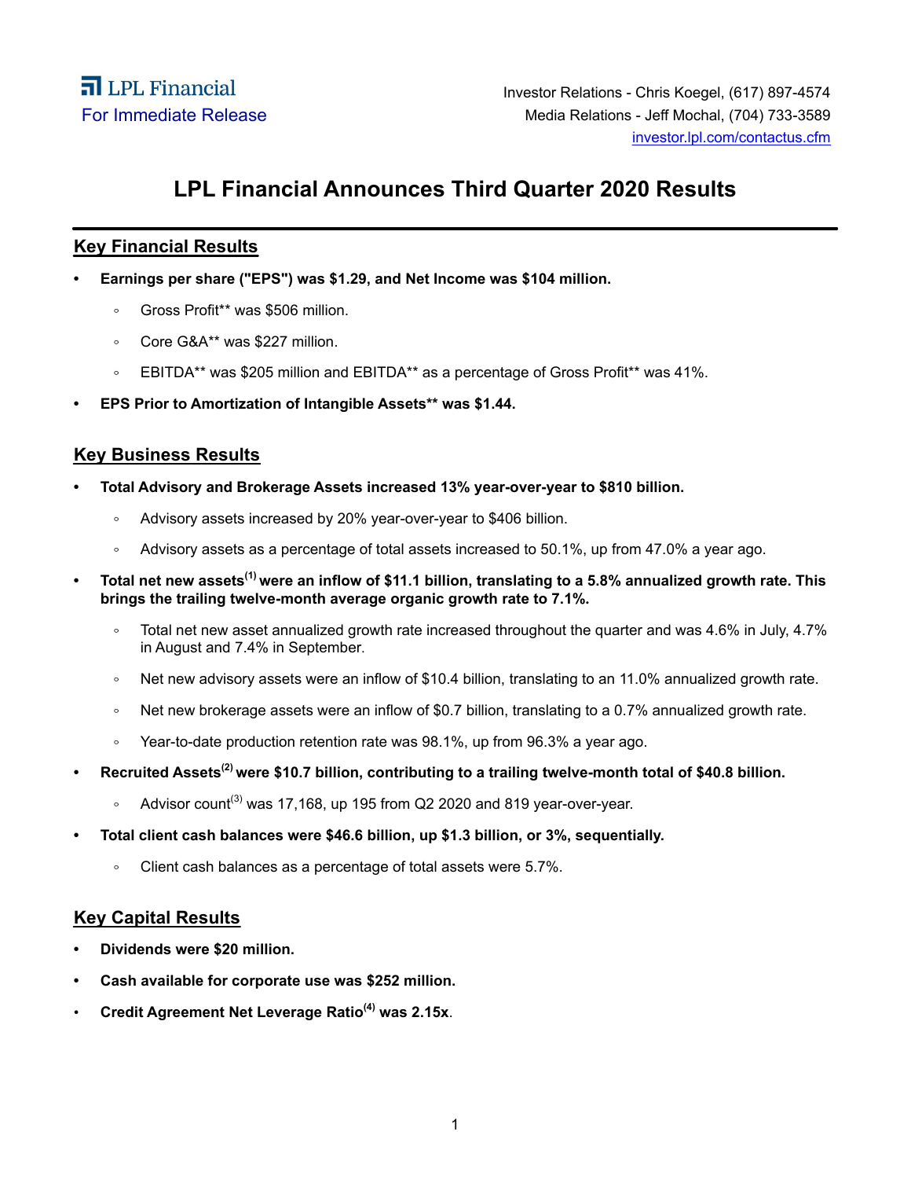LPL Financial

For Immediate Release

Investor Relations - Chris Koegel, (617) 897-4574
Media Relations - Jeff Mochal, (704) 733-3589
investor.lpl.com/contactus.cfm

# LPL Financial Announces Third Quarter 2020 Results

## Key Financial Results

- **Earnings per share ("EPS") was $1.29, and Net Income was $104 million.**
  - Gross Profit** was $506 million.
  - Core G&A** was $227 million.
  - EBITDA** was $205 million and EBITDA** as a percentage of Gross Profit** was 41%.
- **EPS Prior to Amortization of Intangible Assets** was $1.44.**

## Key Business Results

- **Total Advisory and Brokerage Assets increased 13% year-over-year to $810 billion.**
  - Advisory assets increased by 20% year-over-year to $406 billion.
  - Advisory assets as a percentage of total assets increased to 50.1%, up from 47.0% a year ago.
- **Total net new assets[1] were an inflow of $11.1 billion, translating to a 5.8% annualized growth rate. This brings the trailing twelve-month average organic growth rate to 7.1%.**
  - Total net new asset annualized growth rate increased throughout the quarter and was 4.6% in July, 4.7% in August and 7.4% in September.
  - Net new advisory assets were an inflow of $10.4 billion, translating to an 11.0% annualized growth rate.
  - Net new brokerage assets were an inflow of $0.7 billion, translating to a 0.7% annualized growth rate.
  - Year-to-date production retention rate was 98.1%, up from 96.3% a year ago.
- **Recruited Assets[2] were $10.7 billion, contributing to a trailing twelve-month total of $40.8 billion.**
  - Advisor count[3] was 17,168, up 195 from Q2 2020 and 819 year-over-year.
- **Total client cash balances were $46.6 billion, up $1.3 billion, or 3%, sequentially.**
  - Client cash balances as a percentage of total assets were 5.7%.

## Key Capital Results

- **Dividends were $20 million.**
- **Cash available for corporate use was $252 million.**
- **Credit Agreement Net Leverage Ratio[4] was 2.15x**.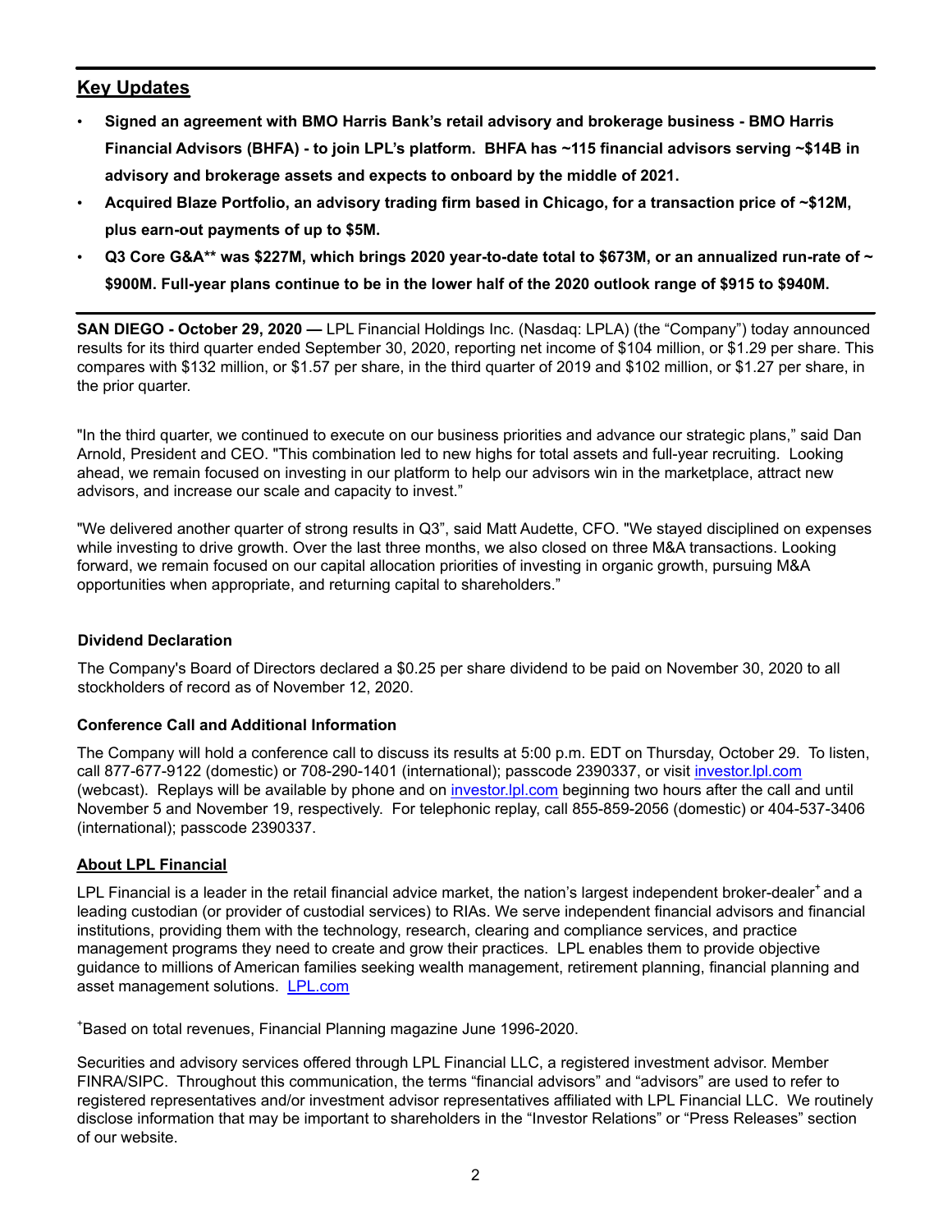## Key Updates

- **Signed an agreement with BMO Harris Bank's retail advisory and brokerage business - BMO Harris Financial Advisors (BHFA) - to join LPL's platform. BHFA has ~115 financial advisors serving ~$14B in advisory and brokerage assets and expects to onboard by the middle of 2021.**
- **Acquired Blaze Portfolio, an advisory trading firm based in Chicago, for a transaction price of ~$12M, plus earn-out payments of up to $5M.**
- **Q3 Core G&A** was $227M, which brings 2020 year-to-date total to $673M, or an annualized run-rate of ~ $900M. Full-year plans continue to be in the lower half of the 2020 outlook range of $915 to $940M.**

**SAN DIEGO - October 29, 2020 —** LPL Financial Holdings Inc. (Nasdaq: LPLA) (the "Company") today announced results for its third quarter ended September 30, 2020, reporting net income of $104 million, or $1.29 per share. This compares with $132 million, or $1.57 per share, in the third quarter of 2019 and $102 million, or $1.27 per share, in the prior quarter.

"In the third quarter, we continued to execute on our business priorities and advance our strategic plans," said Dan Arnold, President and CEO. "This combination led to new highs for total assets and full-year recruiting. Looking ahead, we remain focused on investing in our platform to help our advisors win in the marketplace, attract new advisors, and increase our scale and capacity to invest."

"We delivered another quarter of strong results in Q3", said Matt Audette, CFO. "We stayed disciplined on expenses while investing to drive growth. Over the last three months, we also closed on three M&A transactions. Looking forward, we remain focused on our capital allocation priorities of investing in organic growth, pursuing M&A opportunities when appropriate, and returning capital to shareholders."

### Dividend Declaration

The Company's Board of Directors declared a $0.25 per share dividend to be paid on November 30, 2020 to all stockholders of record as of November 12, 2020.

### Conference Call and Additional Information

The Company will hold a conference call to discuss its results at 5:00 p.m. EDT on Thursday, October 29. To listen, call 877-677-9122 (domestic) or 708-290-1401 (international); passcode 2390337, or visit [investor.lpl.com](investor.lpl.com) (webcast). Replays will be available by phone and on [investor.lpl.com](investor.lpl.com) beginning two hours after the call and until November 5 and November 19, respectively. For telephonic replay, call 855-859-2056 (domestic) or 404-537-3406 (international); passcode 2390337.

## About LPL Financial

LPL Financial is a leader in the retail financial advice market, the nation's largest independent broker-dealer[+] and a leading custodian (or provider of custodial services) to RIAs. We serve independent financial advisors and financial institutions, providing them with the technology, research, clearing and compliance services, and practice management programs they need to create and grow their practices. LPL enables them to provide objective guidance to millions of American families seeking wealth management, retirement planning, financial planning and asset management solutions. [LPL.com](LPL.com)

[+]Based on total revenues, Financial Planning magazine June 1996-2020.

Securities and advisory services offered through LPL Financial LLC, a registered investment advisor. Member FINRA/SIPC. Throughout this communication, the terms "financial advisors" and "advisors" are used to refer to registered representatives and/or investment advisor representatives affiliated with LPL Financial LLC. We routinely disclose information that may be important to shareholders in the "Investor Relations" or "Press Releases" section of our website.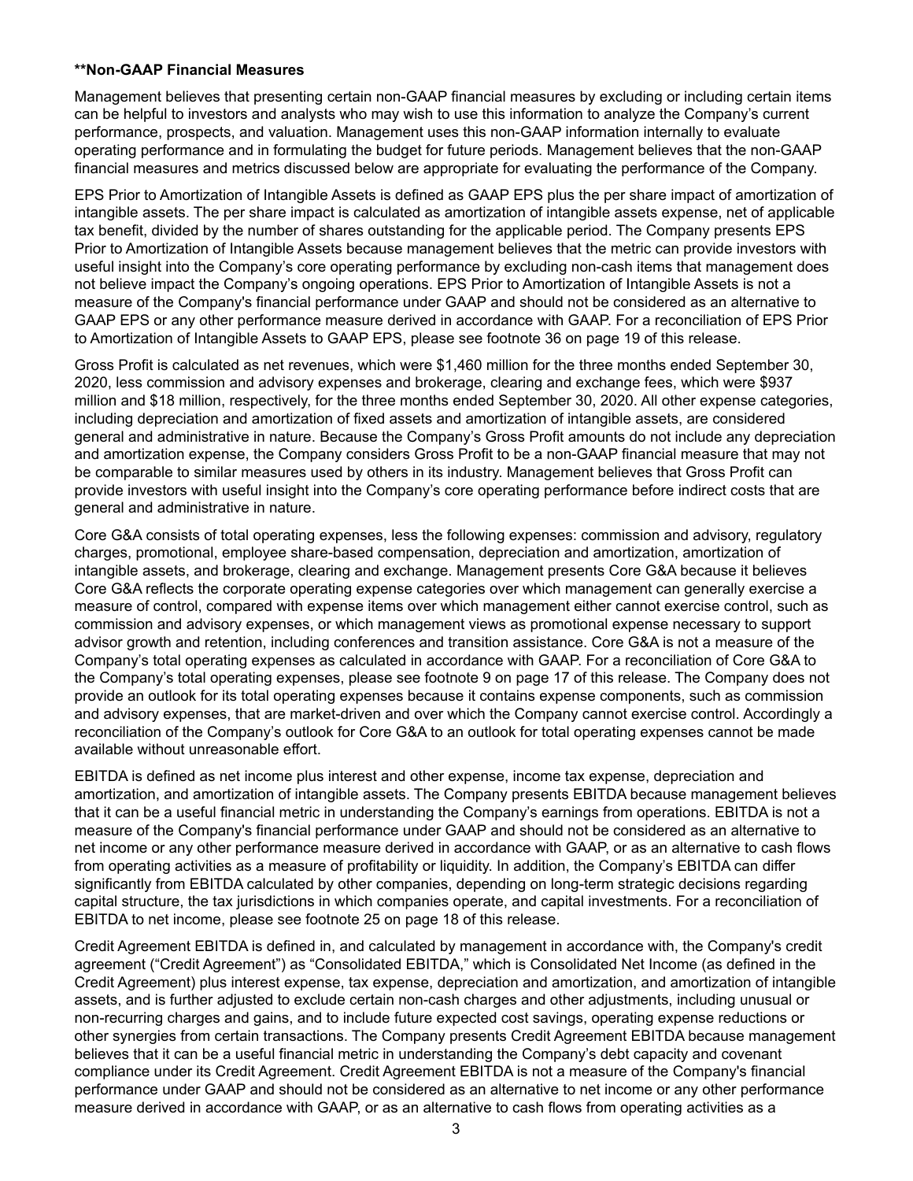**Non-GAAP Financial Measures**

Management believes that presenting certain non-GAAP financial measures by excluding or including certain items can be helpful to investors and analysts who may wish to use this information to analyze the Company's current performance, prospects, and valuation. Management uses this non-GAAP information internally to evaluate operating performance and in formulating the budget for future periods. Management believes that the non-GAAP financial measures and metrics discussed below are appropriate for evaluating the performance of the Company.

EPS Prior to Amortization of Intangible Assets is defined as GAAP EPS plus the per share impact of amortization of intangible assets. The per share impact is calculated as amortization of intangible assets expense, net of applicable tax benefit, divided by the number of shares outstanding for the applicable period. The Company presents EPS Prior to Amortization of Intangible Assets because management believes that the metric can provide investors with useful insight into the Company's core operating performance by excluding non-cash items that management does not believe impact the Company's ongoing operations. EPS Prior to Amortization of Intangible Assets is not a measure of the Company's financial performance under GAAP and should not be considered as an alternative to GAAP EPS or any other performance measure derived in accordance with GAAP. For a reconciliation of EPS Prior to Amortization of Intangible Assets to GAAP EPS, please see footnote 36 on page 19 of this release.

Gross Profit is calculated as net revenues, which were $1,460 million for the three months ended September 30, 2020, less commission and advisory expenses and brokerage, clearing and exchange fees, which were $937 million and $18 million, respectively, for the three months ended September 30, 2020. All other expense categories, including depreciation and amortization of fixed assets and amortization of intangible assets, are considered general and administrative in nature. Because the Company's Gross Profit amounts do not include any depreciation and amortization expense, the Company considers Gross Profit to be a non-GAAP financial measure that may not be comparable to similar measures used by others in its industry. Management believes that Gross Profit can provide investors with useful insight into the Company's core operating performance before indirect costs that are general and administrative in nature.

Core G&A consists of total operating expenses, less the following expenses: commission and advisory, regulatory charges, promotional, employee share-based compensation, depreciation and amortization, amortization of intangible assets, and brokerage, clearing and exchange. Management presents Core G&A because it believes Core G&A reflects the corporate operating expense categories over which management can generally exercise a measure of control, compared with expense items over which management either cannot exercise control, such as commission and advisory expenses, or which management views as promotional expense necessary to support advisor growth and retention, including conferences and transition assistance. Core G&A is not a measure of the Company's total operating expenses as calculated in accordance with GAAP. For a reconciliation of Core G&A to the Company's total operating expenses, please see footnote 9 on page 17 of this release. The Company does not provide an outlook for its total operating expenses because it contains expense components, such as commission and advisory expenses, that are market-driven and over which the Company cannot exercise control. Accordingly a reconciliation of the Company's outlook for Core G&A to an outlook for total operating expenses cannot be made available without unreasonable effort.

EBITDA is defined as net income plus interest and other expense, income tax expense, depreciation and amortization, and amortization of intangible assets. The Company presents EBITDA because management believes that it can be a useful financial metric in understanding the Company's earnings from operations. EBITDA is not a measure of the Company's financial performance under GAAP and should not be considered as an alternative to net income or any other performance measure derived in accordance with GAAP, or as an alternative to cash flows from operating activities as a measure of profitability or liquidity. In addition, the Company's EBITDA can differ significantly from EBITDA calculated by other companies, depending on long-term strategic decisions regarding capital structure, the tax jurisdictions in which companies operate, and capital investments. For a reconciliation of EBITDA to net income, please see footnote 25 on page 18 of this release.

Credit Agreement EBITDA is defined in, and calculated by management in accordance with, the Company's credit agreement ("Credit Agreement") as "Consolidated EBITDA," which is Consolidated Net Income (as defined in the Credit Agreement) plus interest expense, tax expense, depreciation and amortization, and amortization of intangible assets, and is further adjusted to exclude certain non-cash charges and other adjustments, including unusual or non-recurring charges and gains, and to include future expected cost savings, operating expense reductions or other synergies from certain transactions. The Company presents Credit Agreement EBITDA because management believes that it can be a useful financial metric in understanding the Company's debt capacity and covenant compliance under its Credit Agreement. Credit Agreement EBITDA is not a measure of the Company's financial performance under GAAP and should not be considered as an alternative to net income or any other performance measure derived in accordance with GAAP, or as an alternative to cash flows from operating activities as a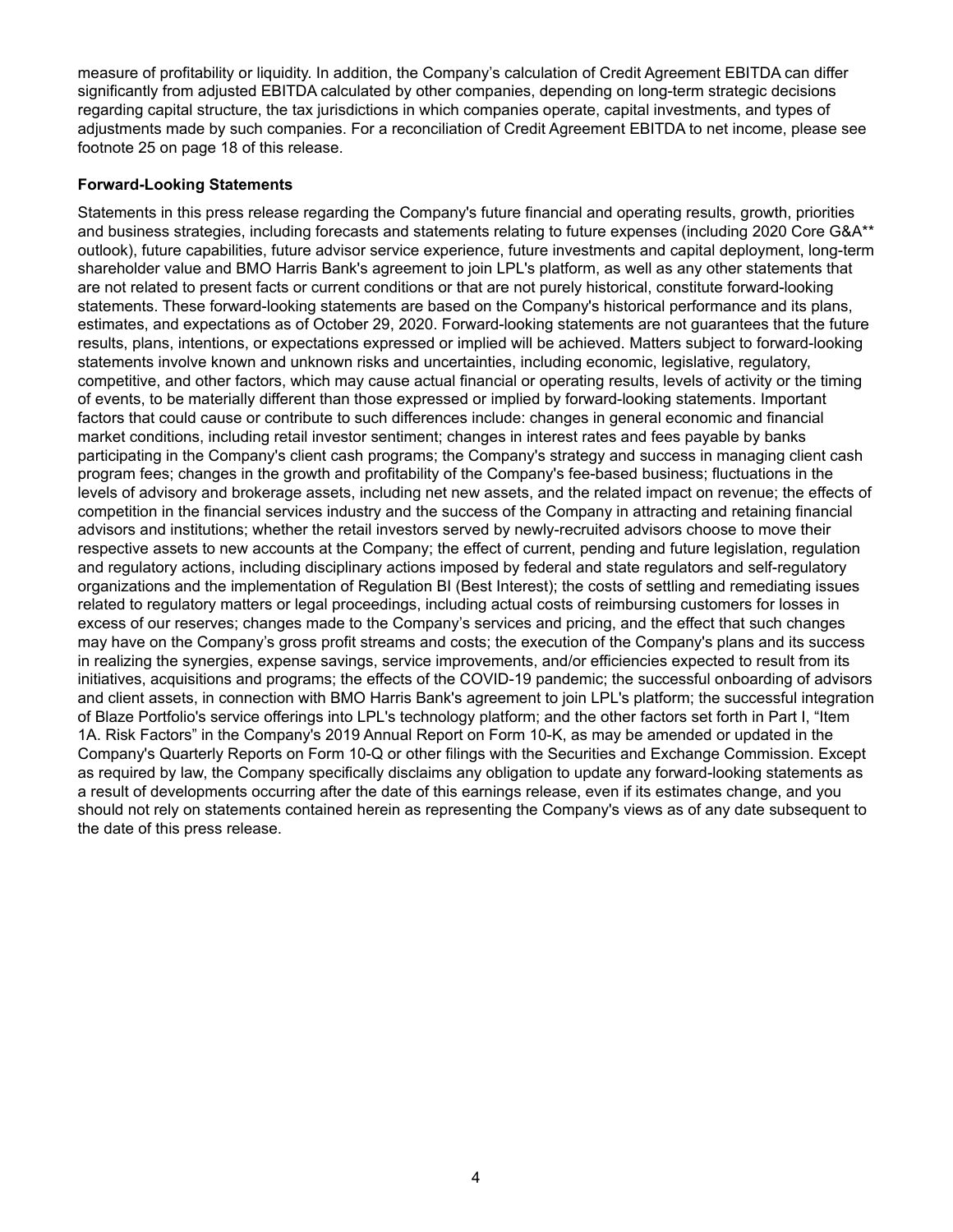measure of profitability or liquidity. In addition, the Company's calculation of Credit Agreement EBITDA can differ significantly from adjusted EBITDA calculated by other companies, depending on long-term strategic decisions regarding capital structure, the tax jurisdictions in which companies operate, capital investments, and types of adjustments made by such companies. For a reconciliation of Credit Agreement EBITDA to net income, please see footnote 25 on page 18 of this release.

**Forward-Looking Statements**

Statements in this press release regarding the Company's future financial and operating results, growth, priorities and business strategies, including forecasts and statements relating to future expenses (including 2020 Core G&A** outlook), future capabilities, future advisor service experience, future investments and capital deployment, long-term shareholder value and BMO Harris Bank's agreement to join LPL's platform, as well as any other statements that are not related to present facts or current conditions or that are not purely historical, constitute forward-looking statements. These forward-looking statements are based on the Company's historical performance and its plans, estimates, and expectations as of October 29, 2020. Forward-looking statements are not guarantees that the future results, plans, intentions, or expectations expressed or implied will be achieved. Matters subject to forward-looking statements involve known and unknown risks and uncertainties, including economic, legislative, regulatory, competitive, and other factors, which may cause actual financial or operating results, levels of activity or the timing of events, to be materially different than those expressed or implied by forward-looking statements. Important factors that could cause or contribute to such differences include: changes in general economic and financial market conditions, including retail investor sentiment; changes in interest rates and fees payable by banks participating in the Company's client cash programs; the Company's strategy and success in managing client cash program fees; changes in the growth and profitability of the Company's fee-based business; fluctuations in the levels of advisory and brokerage assets, including net new assets, and the related impact on revenue; the effects of competition in the financial services industry and the success of the Company in attracting and retaining financial advisors and institutions; whether the retail investors served by newly-recruited advisors choose to move their respective assets to new accounts at the Company; the effect of current, pending and future legislation, regulation and regulatory actions, including disciplinary actions imposed by federal and state regulators and self-regulatory organizations and the implementation of Regulation BI (Best Interest); the costs of settling and remediating issues related to regulatory matters or legal proceedings, including actual costs of reimbursing customers for losses in excess of our reserves; changes made to the Company's services and pricing, and the effect that such changes may have on the Company's gross profit streams and costs; the execution of the Company's plans and its success in realizing the synergies, expense savings, service improvements, and/or efficiencies expected to result from its initiatives, acquisitions and programs; the effects of the COVID-19 pandemic; the successful onboarding of advisors and client assets, in connection with BMO Harris Bank's agreement to join LPL's platform; the successful integration of Blaze Portfolio's service offerings into LPL's technology platform; and the other factors set forth in Part I, "Item 1A. Risk Factors" in the Company's 2019 Annual Report on Form 10-K, as may be amended or updated in the Company's Quarterly Reports on Form 10-Q or other filings with the Securities and Exchange Commission. Except as required by law, the Company specifically disclaims any obligation to update any forward-looking statements as a result of developments occurring after the date of this earnings release, even if its estimates change, and you should not rely on statements contained herein as representing the Company's views as of any date subsequent to the date of this press release.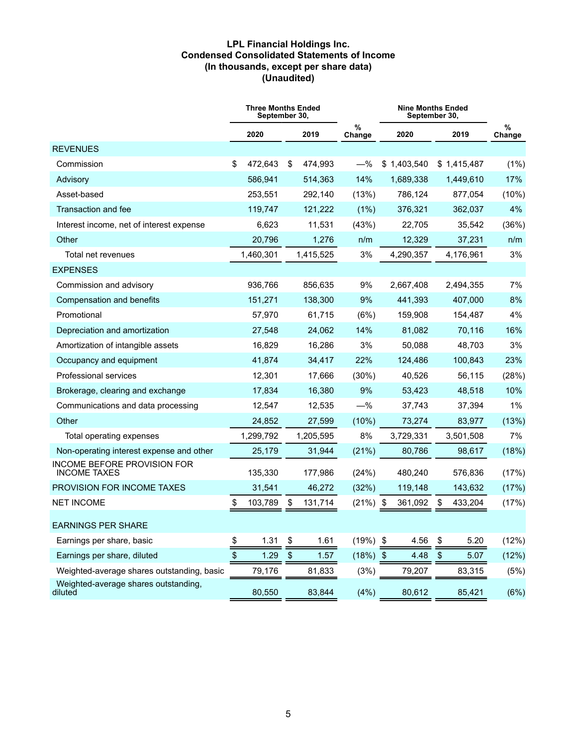**LPL Financial Holdings Inc.**
**Condensed Consolidated Statements of Income**
**(In thousands, except per share data)**
**(Unaudited)**

| | Three Months Ended September 30, | | | Nine Months Ended September 30, | | |
|---|---|---|---|---|---|---|
| | 2020 | 2019 | % Change | 2020 | 2019 | % Change |
| REVENUES | | | | | | |
| Commission | $ 472,643 | $ 474,993 | —% | $ 1,403,540 | $ 1,415,487 | (1%) |
| Advisory | 586,941 | 514,363 | 14% | 1,689,338 | 1,449,610 | 17% |
| Asset-based | 253,551 | 292,140 | (13%) | 786,124 | 877,054 | (10%) |
| Transaction and fee | 119,747 | 121,222 | (1%) | 376,321 | 362,037 | 4% |
| Interest income, net of interest expense | 6,623 | 11,531 | (43%) | 22,705 | 35,542 | (36%) |
| Other | 20,796 | 1,276 | n/m | 12,329 | 37,231 | n/m |
| Total net revenues | 1,460,301 | 1,415,525 | 3% | 4,290,357 | 4,176,961 | 3% |
| EXPENSES | | | | | | |
| Commission and advisory | 936,766 | 856,635 | 9% | 2,667,408 | 2,494,355 | 7% |
| Compensation and benefits | 151,271 | 138,300 | 9% | 441,393 | 407,000 | 8% |
| Promotional | 57,970 | 61,715 | (6%) | 159,908 | 154,487 | 4% |
| Depreciation and amortization | 27,548 | 24,062 | 14% | 81,082 | 70,116 | 16% |
| Amortization of intangible assets | 16,829 | 16,286 | 3% | 50,088 | 48,703 | 3% |
| Occupancy and equipment | 41,874 | 34,417 | 22% | 124,486 | 100,843 | 23% |
| Professional services | 12,301 | 17,666 | (30%) | 40,526 | 56,115 | (28%) |
| Brokerage, clearing and exchange | 17,834 | 16,380 | 9% | 53,423 | 48,518 | 10% |
| Communications and data processing | 12,547 | 12,535 | —% | 37,743 | 37,394 | 1% |
| Other | 24,852 | 27,599 | (10%) | 73,274 | 83,977 | (13%) |
| Total operating expenses | 1,299,792 | 1,205,595 | 8% | 3,729,331 | 3,501,508 | 7% |
| Non-operating interest expense and other | 25,179 | 31,944 | (21%) | 80,786 | 98,617 | (18%) |
| INCOME BEFORE PROVISION FOR INCOME TAXES | 135,330 | 177,986 | (24%) | 480,240 | 576,836 | (17%) |
| PROVISION FOR INCOME TAXES | 31,541 | 46,272 | (32%) | 119,148 | 143,632 | (17%) |
| NET INCOME | $ 103,789 | $ 131,714 | (21%) | $ 361,092 | $ 433,204 | (17%) |
| EARNINGS PER SHARE | | | | | | |
| Earnings per share, basic | $ 1.31 | $ 1.61 | (19%) | $ 4.56 | $ 5.20 | (12%) |
| Earnings per share, diluted | $ 1.29 | $ 1.57 | (18%) | $ 4.48 | $ 5.07 | (12%) |
| Weighted-average shares outstanding, basic | 79,176 | 81,833 | (3%) | 79,207 | 83,315 | (5%) |
| Weighted-average shares outstanding, diluted | 80,550 | 83,844 | (4%) | 80,612 | 85,421 | (6%) |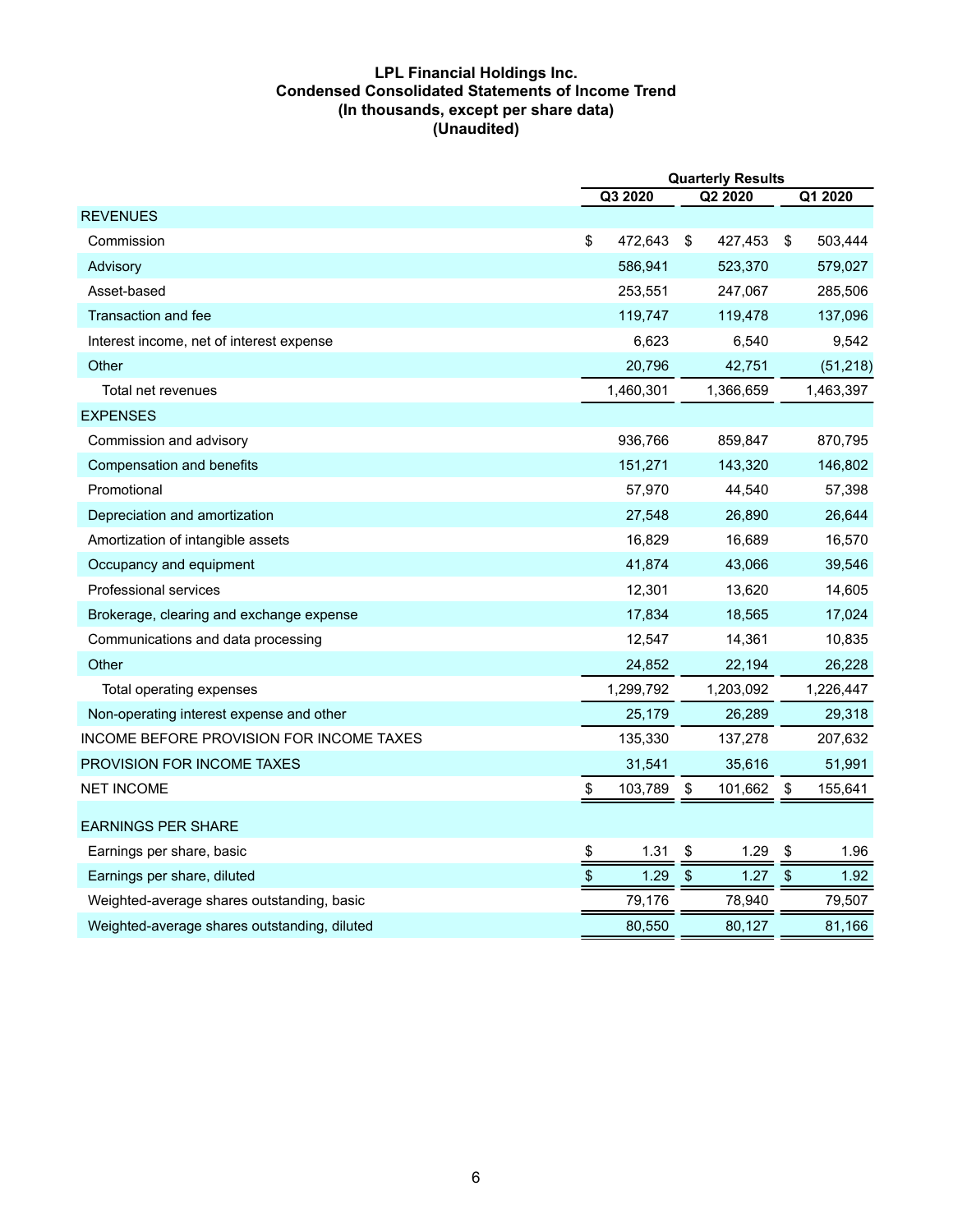**LPL Financial Holdings Inc.**
**Condensed Consolidated Statements of Income Trend**
**(In thousands, except per share data)**
**(Unaudited)**

| | Quarterly Results | | |
|---|---|---|---|
| | Q3 2020 | Q2 2020 | Q1 2020 |
| REVENUES | | | |
| Commission | $ 472,643 | $ 427,453 | $ 503,444 |
| Advisory | 586,941 | 523,370 | 579,027 |
| Asset-based | 253,551 | 247,067 | 285,506 |
| Transaction and fee | 119,747 | 119,478 | 137,096 |
| Interest income, net of interest expense | 6,623 | 6,540 | 9,542 |
| Other | 20,796 | 42,751 | (51,218) |
| Total net revenues | 1,460,301 | 1,366,659 | 1,463,397 |
| EXPENSES | | | |
| Commission and advisory | 936,766 | 859,847 | 870,795 |
| Compensation and benefits | 151,271 | 143,320 | 146,802 |
| Promotional | 57,970 | 44,540 | 57,398 |
| Depreciation and amortization | 27,548 | 26,890 | 26,644 |
| Amortization of intangible assets | 16,829 | 16,689 | 16,570 |
| Occupancy and equipment | 41,874 | 43,066 | 39,546 |
| Professional services | 12,301 | 13,620 | 14,605 |
| Brokerage, clearing and exchange expense | 17,834 | 18,565 | 17,024 |
| Communications and data processing | 12,547 | 14,361 | 10,835 |
| Other | 24,852 | 22,194 | 26,228 |
| Total operating expenses | 1,299,792 | 1,203,092 | 1,226,447 |
| Non-operating interest expense and other | 25,179 | 26,289 | 29,318 |
| INCOME BEFORE PROVISION FOR INCOME TAXES | 135,330 | 137,278 | 207,632 |
| PROVISION FOR INCOME TAXES | 31,541 | 35,616 | 51,991 |
| NET INCOME | $ 103,789 | $ 101,662 | $ 155,641 |
| EARNINGS PER SHARE | | | |
| Earnings per share, basic | $ 1.31 | $ 1.29 | $ 1.96 |
| Earnings per share, diluted | $ 1.29 | $ 1.27 | $ 1.92 |
| Weighted-average shares outstanding, basic | 79,176 | 78,940 | 79,507 |
| Weighted-average shares outstanding, diluted | 80,550 | 80,127 | 81,166 |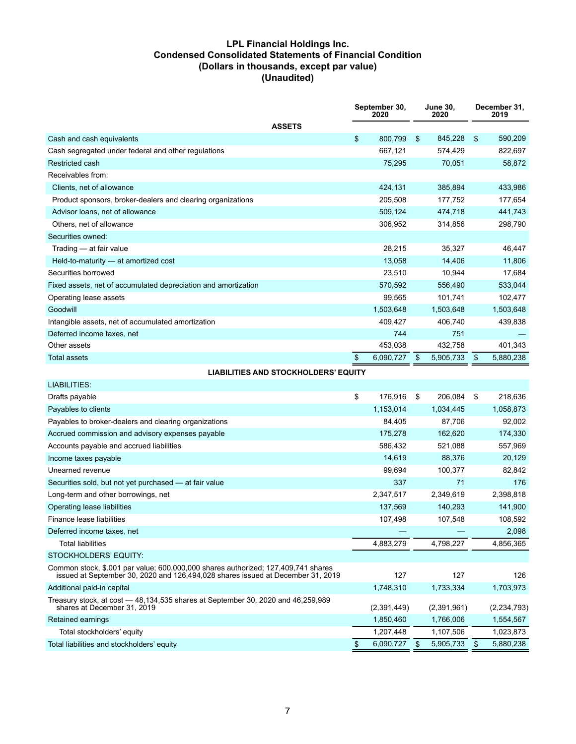# LPL Financial Holdings Inc.
# Condensed Consolidated Statements of Financial Condition
# (Dollars in thousands, except par value)
# (Unaudited)

| | September 30, 2020 | June 30, 2020 | December 31, 2019 |
|---|---|---|---|
| **ASSETS** | | | |
| Cash and cash equivalents | $ 800,799 | $ 845,228 | $ 590,209 |
| Cash segregated under federal and other regulations | 667,121 | 574,429 | 822,697 |
| Restricted cash | 75,295 | 70,051 | 58,872 |
| Receivables from: | | | |
| Clients, net of allowance | 424,131 | 385,894 | 433,986 |
| Product sponsors, broker-dealers and clearing organizations | 205,508 | 177,752 | 177,654 |
| Advisor loans, net of allowance | 509,124 | 474,718 | 441,743 |
| Others, net of allowance | 306,952 | 314,856 | 298,790 |
| Securities owned: | | | |
| Trading — at fair value | 28,215 | 35,327 | 46,447 |
| Held-to-maturity — at amortized cost | 13,058 | 14,406 | 11,806 |
| Securities borrowed | 23,510 | 10,944 | 17,684 |
| Fixed assets, net of accumulated depreciation and amortization | 570,592 | 556,490 | 533,044 |
| Operating lease assets | 99,565 | 101,741 | 102,477 |
| Goodwill | 1,503,648 | 1,503,648 | 1,503,648 |
| Intangible assets, net of accumulated amortization | 409,427 | 406,740 | 439,838 |
| Deferred income taxes, net | 744 | 751 | — |
| Other assets | 453,038 | 432,758 | 401,343 |
| Total assets | $ 6,090,727 | $ 5,905,733 | $ 5,880,238 |
| **LIABILITIES AND STOCKHOLDERS' EQUITY** | | | |
| LIABILITIES: | | | |
| Drafts payable | $ 176,916 | $ 206,084 | $ 218,636 |
| Payables to clients | 1,153,014 | 1,034,445 | 1,058,873 |
| Payables to broker-dealers and clearing organizations | 84,405 | 87,706 | 92,002 |
| Accrued commission and advisory expenses payable | 175,278 | 162,620 | 174,330 |
| Accounts payable and accrued liabilities | 586,432 | 521,088 | 557,969 |
| Income taxes payable | 14,619 | 88,376 | 20,129 |
| Unearned revenue | 99,694 | 100,377 | 82,842 |
| Securities sold, but not yet purchased — at fair value | 337 | 71 | 176 |
| Long-term and other borrowings, net | 2,347,517 | 2,349,619 | 2,398,818 |
| Operating lease liabilities | 137,569 | 140,293 | 141,900 |
| Finance lease liabilities | 107,498 | 107,548 | 108,592 |
| Deferred income taxes, net | — | — | 2,098 |
| Total liabilities | 4,883,279 | 4,798,227 | 4,856,365 |
| STOCKHOLDERS' EQUITY: | | | |
| Common stock, $.001 par value; 600,000,000 shares authorized; 127,409,741 shares issued at September 30, 2020 and 126,494,028 shares issued at December 31, 2019 | 127 | 127 | 126 |
| Additional paid-in capital | 1,748,310 | 1,733,334 | 1,703,973 |
| Treasury stock, at cost — 48,134,535 shares at September 30, 2020 and 46,259,989 shares at December 31, 2019 | (2,391,449) | (2,391,961) | (2,234,793) |
| Retained earnings | 1,850,460 | 1,766,006 | 1,554,567 |
| Total stockholders' equity | 1,207,448 | 1,107,506 | 1,023,873 |
| Total liabilities and stockholders' equity | $ 6,090,727 | $ 5,905,733 | $ 5,880,238 |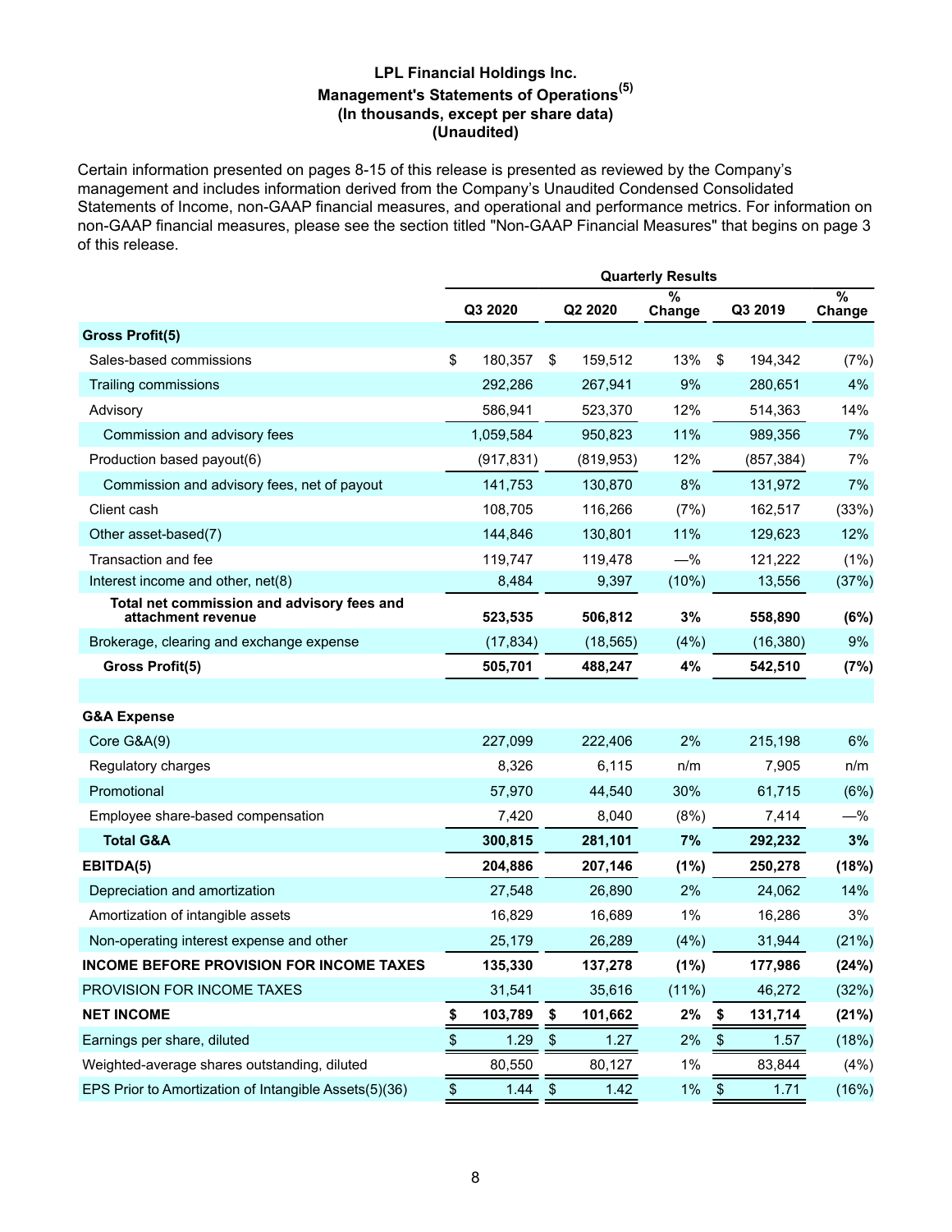# LPL Financial Holdings Inc.

## Management's Statements of Operations[5]

### (In thousands, except per share data)

### (Unaudited)

Certain information presented on pages 8-15 of this release is presented as reviewed by the Company's management and includes information derived from the Company's Unaudited Condensed Consolidated Statements of Income, non-GAAP financial measures, and operational and performance metrics. For information on non-GAAP financial measures, please see the section titled "Non-GAAP Financial Measures" that begins on page 3 of this release.

| | Quarterly Results | | | | |
|---|---|---|---|---|---|
| | Q3 2020 | Q2 2020 | % Change | Q3 2019 | % Change |
| **Gross Profit(5)** | | | | | |
| Sales-based commissions | $ 180,357 | $ 159,512 | 13% | $ 194,342 | (7%) |
| Trailing commissions | 292,286 | 267,941 | 9% | 280,651 | 4% |
| Advisory | 586,941 | 523,370 | 12% | 514,363 | 14% |
| Commission and advisory fees | 1,059,584 | 950,823 | 11% | 989,356 | 7% |
| Production based payout(6) | (917,831) | (819,953) | 12% | (857,384) | 7% |
| Commission and advisory fees, net of payout | 141,753 | 130,870 | 8% | 131,972 | 7% |
| Client cash | 108,705 | 116,266 | (7%) | 162,517 | (33%) |
| Other asset-based(7) | 144,846 | 130,801 | 11% | 129,623 | 12% |
| Transaction and fee | 119,747 | 119,478 | —% | 121,222 | (1%) |
| Interest income and other, net(8) | 8,484 | 9,397 | (10%) | 13,556 | (37%) |
| **Total net commission and advisory fees and attachment revenue** | **523,535** | **506,812** | **3%** | **558,890** | **(6%)** |
| Brokerage, clearing and exchange expense | (17,834) | (18,565) | (4%) | (16,380) | 9% |
| **Gross Profit(5)** | **505,701** | **488,247** | **4%** | **542,510** | **(7%)** |
| | | | | | |
| **G&A Expense** | | | | | |
| Core G&A(9) | 227,099 | 222,406 | 2% | 215,198 | 6% |
| Regulatory charges | 8,326 | 6,115 | n/m | 7,905 | n/m |
| Promotional | 57,970 | 44,540 | 30% | 61,715 | (6%) |
| Employee share-based compensation | 7,420 | 8,040 | (8%) | 7,414 | —% |
| **Total G&A** | **300,815** | **281,101** | **7%** | **292,232** | **3%** |
| **EBITDA(5)** | **204,886** | **207,146** | **(1%)** | **250,278** | **(18%)** |
| Depreciation and amortization | 27,548 | 26,890 | 2% | 24,062 | 14% |
| Amortization of intangible assets | 16,829 | 16,689 | 1% | 16,286 | 3% |
| Non-operating interest expense and other | 25,179 | 26,289 | (4%) | 31,944 | (21%) |
| **INCOME BEFORE PROVISION FOR INCOME TAXES** | **135,330** | **137,278** | **(1%)** | **177,986** | **(24%)** |
| PROVISION FOR INCOME TAXES | 31,541 | 35,616 | (11%) | 46,272 | (32%) |
| **NET INCOME** | **$ 103,789** | **$ 101,662** | **2%** | **$ 131,714** | **(21%)** |
| Earnings per share, diluted | $ 1.29 | $ 1.27 | 2% | $ 1.57 | (18%) |
| Weighted-average shares outstanding, diluted | 80,550 | 80,127 | 1% | 83,844 | (4%) |
| EPS Prior to Amortization of Intangible Assets(5)(36) | $ 1.44 | $ 1.42 | 1% | $ 1.71 | (16%) |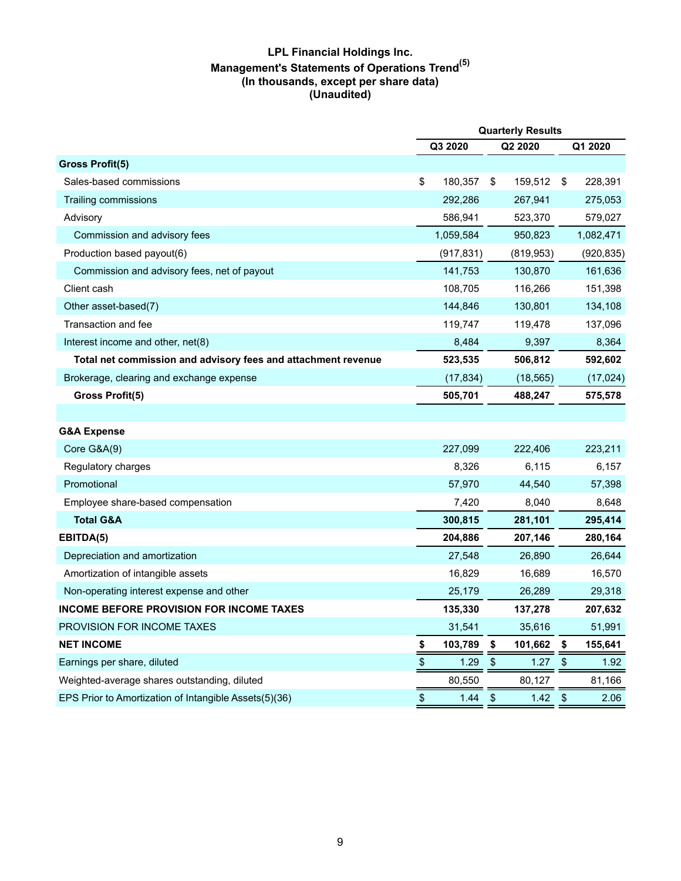# LPL Financial Holdings Inc.

## Management's Statements of Operations Trend(5)

### (In thousands, except per share data)

### (Unaudited)

| | Quarterly Results | | |
|---|---|---|---|
| | Q3 2020 | Q2 2020 | Q1 2020 |
| **Gross Profit(5)** | | | |
| Sales-based commissions | $ 180,357 | $ 159,512 | $ 228,391 |
| Trailing commissions | 292,286 | 267,941 | 275,053 |
| Advisory | 586,941 | 523,370 | 579,027 |
| Commission and advisory fees | 1,059,584 | 950,823 | 1,082,471 |
| Production based payout(6) | (917,831) | (819,953) | (920,835) |
| Commission and advisory fees, net of payout | 141,753 | 130,870 | 161,636 |
| Client cash | 108,705 | 116,266 | 151,398 |
| Other asset-based(7) | 144,846 | 130,801 | 134,108 |
| Transaction and fee | 119,747 | 119,478 | 137,096 |
| Interest income and other, net(8) | 8,484 | 9,397 | 8,364 |
| **Total net commission and advisory fees and attachment revenue** | **523,535** | **506,812** | **592,602** |
| Brokerage, clearing and exchange expense | (17,834) | (18,565) | (17,024) |
| **Gross Profit(5)** | **505,701** | **488,247** | **575,578** |
| | | | |
| **G&A Expense** | | | |
| Core G&A(9) | 227,099 | 222,406 | 223,211 |
| Regulatory charges | 8,326 | 6,115 | 6,157 |
| Promotional | 57,970 | 44,540 | 57,398 |
| Employee share-based compensation | 7,420 | 8,040 | 8,648 |
| **Total G&A** | **300,815** | **281,101** | **295,414** |
| **EBITDA(5)** | **204,886** | **207,146** | **280,164** |
| Depreciation and amortization | 27,548 | 26,890 | 26,644 |
| Amortization of intangible assets | 16,829 | 16,689 | 16,570 |
| Non-operating interest expense and other | 25,179 | 26,289 | 29,318 |
| **INCOME BEFORE PROVISION FOR INCOME TAXES** | **135,330** | **137,278** | **207,632** |
| PROVISION FOR INCOME TAXES | 31,541 | 35,616 | 51,991 |
| **NET INCOME** | **$ 103,789** | **$ 101,662** | **$ 155,641** |
| Earnings per share, diluted | $ 1.29 | $ 1.27 | $ 1.92 |
| Weighted-average shares outstanding, diluted | 80,550 | 80,127 | 81,166 |
| EPS Prior to Amortization of Intangible Assets(5)(36) | $ 1.44 | $ 1.42 | $ 2.06 |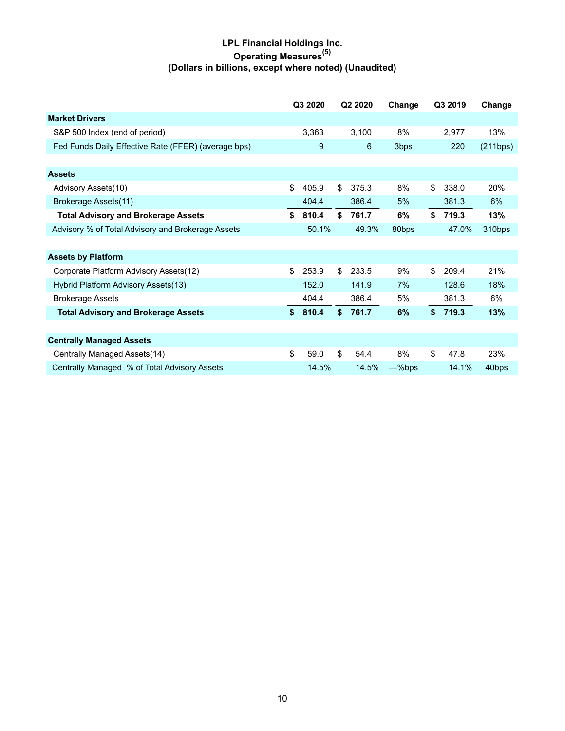# LPL Financial Holdings Inc.
## Operating Measures[5]
### (Dollars in billions, except where noted) (Unaudited)

| | Q3 2020 | Q2 2020 | Change | Q3 2019 | Change |
|---|---|---|---|---|---|
| **Market Drivers** | | | | | |
| S&P 500 Index (end of period) | 3,363 | 3,100 | 8% | 2,977 | 13% |
| Fed Funds Daily Effective Rate (FFER) (average bps) | 9 | 6 | 3bps | 220 | (211bps) |
| | | | | | |
| **Assets** | | | | | |
| Advisory Assets(10) | $ 405.9 | $ 375.3 | 8% | $ 338.0 | 20% |
| Brokerage Assets(11) | 404.4 | 386.4 | 5% | 381.3 | 6% |
| **Total Advisory and Brokerage Assets** | **$ 810.4** | **$ 761.7** | **6%** | **$ 719.3** | **13%** |
| Advisory % of Total Advisory and Brokerage Assets | 50.1% | 49.3% | 80bps | 47.0% | 310bps |
| | | | | | |
| **Assets by Platform** | | | | | |
| Corporate Platform Advisory Assets(12) | $ 253.9 | $ 233.5 | 9% | $ 209.4 | 21% |
| Hybrid Platform Advisory Assets(13) | 152.0 | 141.9 | 7% | 128.6 | 18% |
| Brokerage Assets | 404.4 | 386.4 | 5% | 381.3 | 6% |
| **Total Advisory and Brokerage Assets** | **$ 810.4** | **$ 761.7** | **6%** | **$ 719.3** | **13%** |
| | | | | | |
| **Centrally Managed Assets** | | | | | |
| Centrally Managed Assets(14) | $ 59.0 | $ 54.4 | 8% | $ 47.8 | 23% |
| Centrally Managed % of Total Advisory Assets | 14.5% | 14.5% | —%bps | 14.1% | 40bps |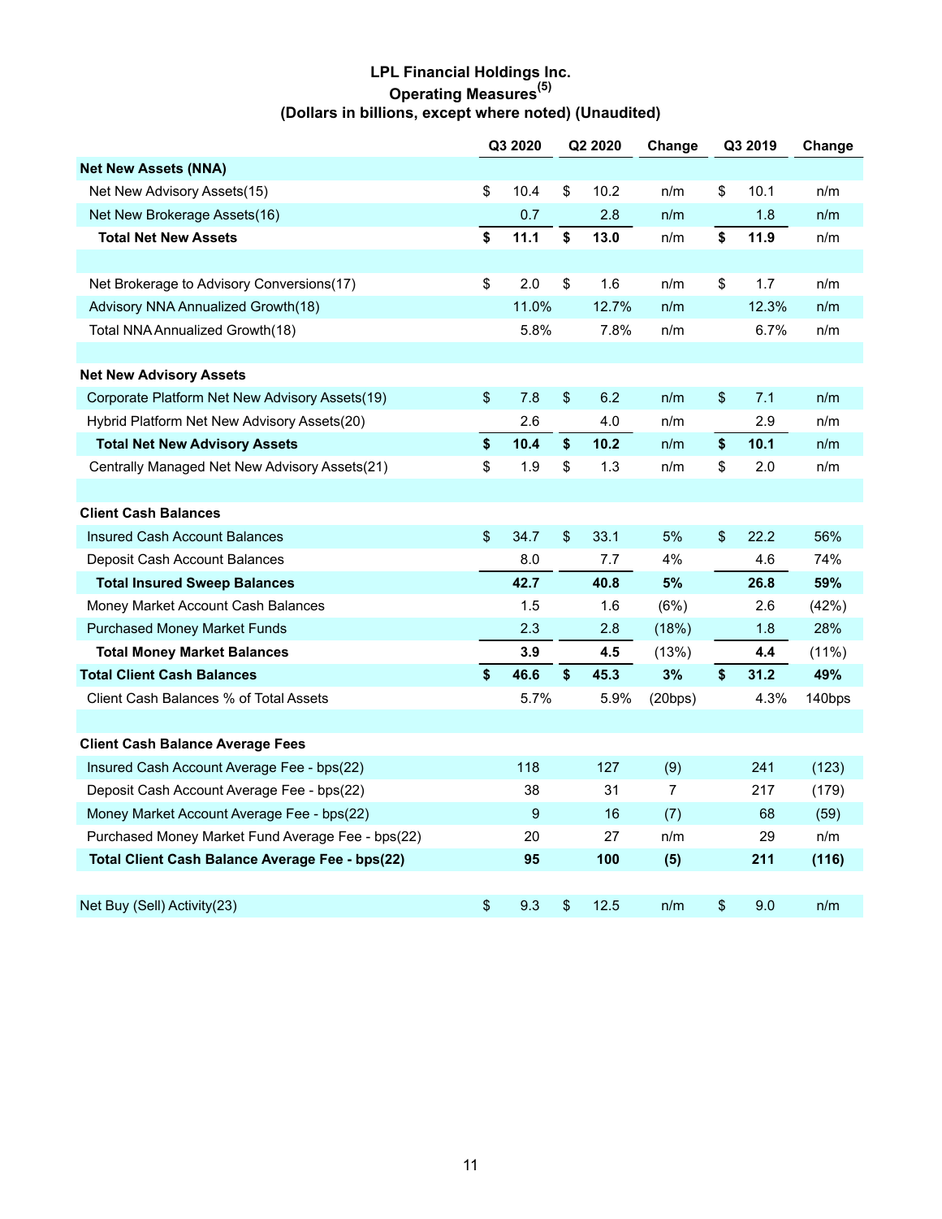# LPL Financial Holdings Inc.
## Operating Measures(5)
### (Dollars in billions, except where noted) (Unaudited)

| | Q3 2020 | Q2 2020 | Change | Q3 2019 | Change |
|---|---|---|---|---|---|
| **Net New Assets (NNA)** | | | | | |
| Net New Advisory Assets(15) | $ 10.4 | $ 10.2 | n/m | $ 10.1 | n/m |
| Net New Brokerage Assets(16) | 0.7 | 2.8 | n/m | 1.8 | n/m |
| **Total Net New Assets** | **$ 11.1** | **$ 13.0** | n/m | **$ 11.9** | n/m |
| | | | | | |
| Net Brokerage to Advisory Conversions(17) | $ 2.0 | $ 1.6 | n/m | $ 1.7 | n/m |
| Advisory NNA Annualized Growth(18) | 11.0% | 12.7% | n/m | 12.3% | n/m |
| Total NNA Annualized Growth(18) | 5.8% | 7.8% | n/m | 6.7% | n/m |
| | | | | | |
| **Net New Advisory Assets** | | | | | |
| Corporate Platform Net New Advisory Assets(19) | $ 7.8 | $ 6.2 | n/m | $ 7.1 | n/m |
| Hybrid Platform Net New Advisory Assets(20) | 2.6 | 4.0 | n/m | 2.9 | n/m |
| **Total Net New Advisory Assets** | **$ 10.4** | **$ 10.2** | n/m | **$ 10.1** | n/m |
| Centrally Managed Net New Advisory Assets(21) | $ 1.9 | $ 1.3 | n/m | $ 2.0 | n/m |
| | | | | | |
| **Client Cash Balances** | | | | | |
| Insured Cash Account Balances | $ 34.7 | $ 33.1 | 5% | $ 22.2 | 56% |
| Deposit Cash Account Balances | 8.0 | 7.7 | 4% | 4.6 | 74% |
| **Total Insured Sweep Balances** | **42.7** | **40.8** | **5%** | **26.8** | **59%** |
| Money Market Account Cash Balances | 1.5 | 1.6 | (6%) | 2.6 | (42%) |
| Purchased Money Market Funds | 2.3 | 2.8 | (18%) | 1.8 | 28% |
| **Total Money Market Balances** | **3.9** | **4.5** | (13%) | **4.4** | (11%) |
| **Total Client Cash Balances** | **$ 46.6** | **$ 45.3** | **3%** | **$ 31.2** | **49%** |
| Client Cash Balances % of Total Assets | 5.7% | 5.9% | (20bps) | 4.3% | 140bps |
| | | | | | |
| **Client Cash Balance Average Fees** | | | | | |
| Insured Cash Account Average Fee - bps(22) | 118 | 127 | (9) | 241 | (123) |
| Deposit Cash Account Average Fee - bps(22) | 38 | 31 | 7 | 217 | (179) |
| Money Market Account Average Fee - bps(22) | 9 | 16 | (7) | 68 | (59) |
| Purchased Money Market Fund Average Fee - bps(22) | 20 | 27 | n/m | 29 | n/m |
| **Total Client Cash Balance Average Fee - bps(22)** | **95** | **100** | **(5)** | **211** | **(116)** |
| | | | | | |
| Net Buy (Sell) Activity(23) | $ 9.3 | $ 12.5 | n/m | $ 9.0 | n/m |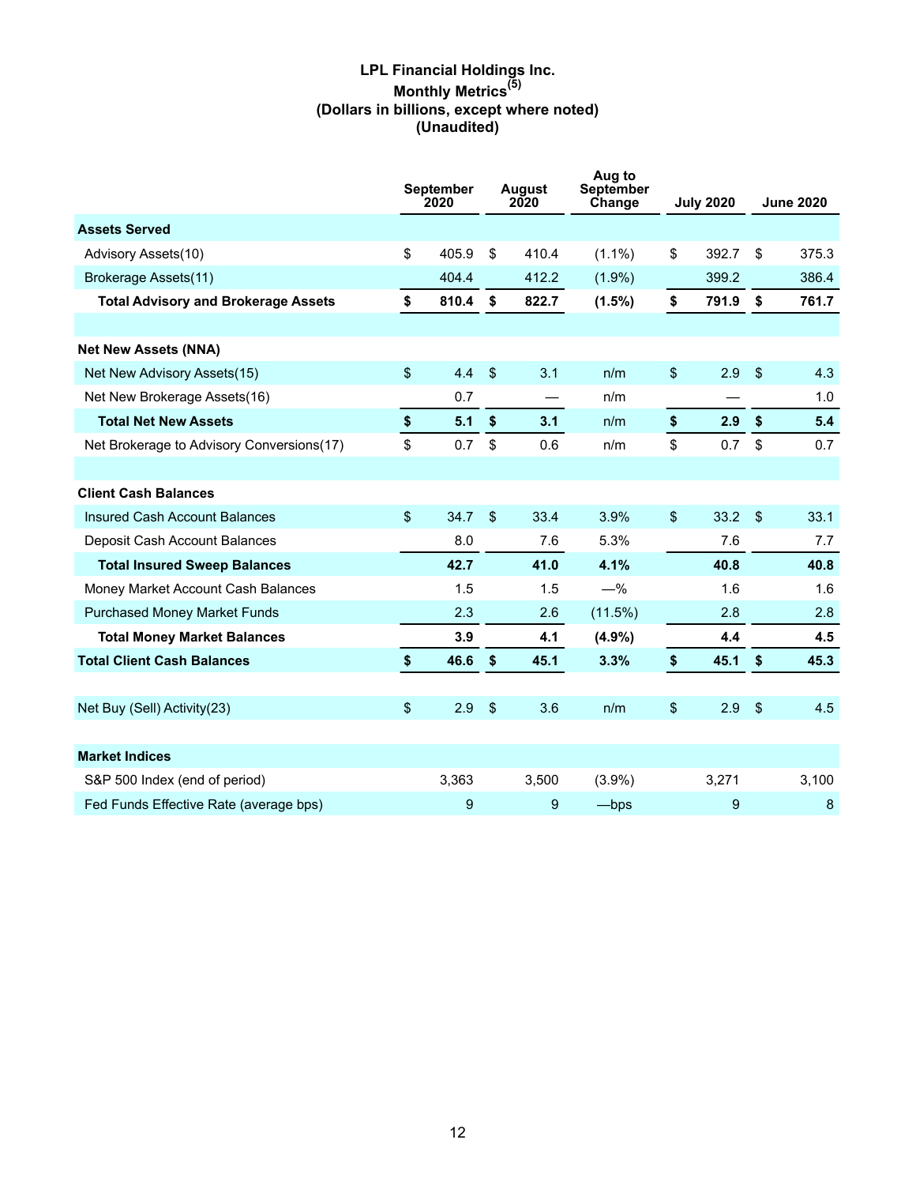# LPL Financial Holdings Inc.
## Monthly Metrics[5]
### (Dollars in billions, except where noted)
### (Unaudited)

| | September 2020 | August 2020 | Aug to September Change | July 2020 | June 2020 |
|---|---|---|---|---|---|
| **Assets Served** | | | | | |
| Advisory Assets(10) | $ 405.9 | $ 410.4 | (1.1%) | $ 392.7 | $ 375.3 |
| Brokerage Assets(11) | 404.4 | 412.2 | (1.9%) | 399.2 | 386.4 |
| **Total Advisory and Brokerage Assets** | **$ 810.4** | **$ 822.7** | **(1.5%)** | **$ 791.9** | **$ 761.7** |
| | | | | | |
| **Net New Assets (NNA)** | | | | | |
| Net New Advisory Assets(15) | $ 4.4 | $ 3.1 | n/m | $ 2.9 | $ 4.3 |
| Net New Brokerage Assets(16) | 0.7 | — | n/m | — | 1.0 |
| **Total Net New Assets** | **$ 5.1** | **$ 3.1** | n/m | **$ 2.9** | **$ 5.4** |
| Net Brokerage to Advisory Conversions(17) | $ 0.7 | $ 0.6 | n/m | $ 0.7 | $ 0.7 |
| | | | | | |
| **Client Cash Balances** | | | | | |
| Insured Cash Account Balances | $ 34.7 | $ 33.4 | 3.9% | $ 33.2 | $ 33.1 |
| Deposit Cash Account Balances | 8.0 | 7.6 | 5.3% | 7.6 | 7.7 |
| **Total Insured Sweep Balances** | **42.7** | **41.0** | **4.1%** | **40.8** | **40.8** |
| Money Market Account Cash Balances | 1.5 | 1.5 | —% | 1.6 | 1.6 |
| Purchased Money Market Funds | 2.3 | 2.6 | (11.5%) | 2.8 | 2.8 |
| **Total Money Market Balances** | **3.9** | **4.1** | **(4.9%)** | **4.4** | **4.5** |
| **Total Client Cash Balances** | **$ 46.6** | **$ 45.1** | **3.3%** | **$ 45.1** | **$ 45.3** |
| | | | | | |
| Net Buy (Sell) Activity(23) | $ 2.9 | $ 3.6 | n/m | $ 2.9 | $ 4.5 |
| | | | | | |
| **Market Indices** | | | | | |
| S&P 500 Index (end of period) | 3,363 | 3,500 | (3.9%) | 3,271 | 3,100 |
| Fed Funds Effective Rate (average bps) | 9 | 9 | —bps | 9 | 8 |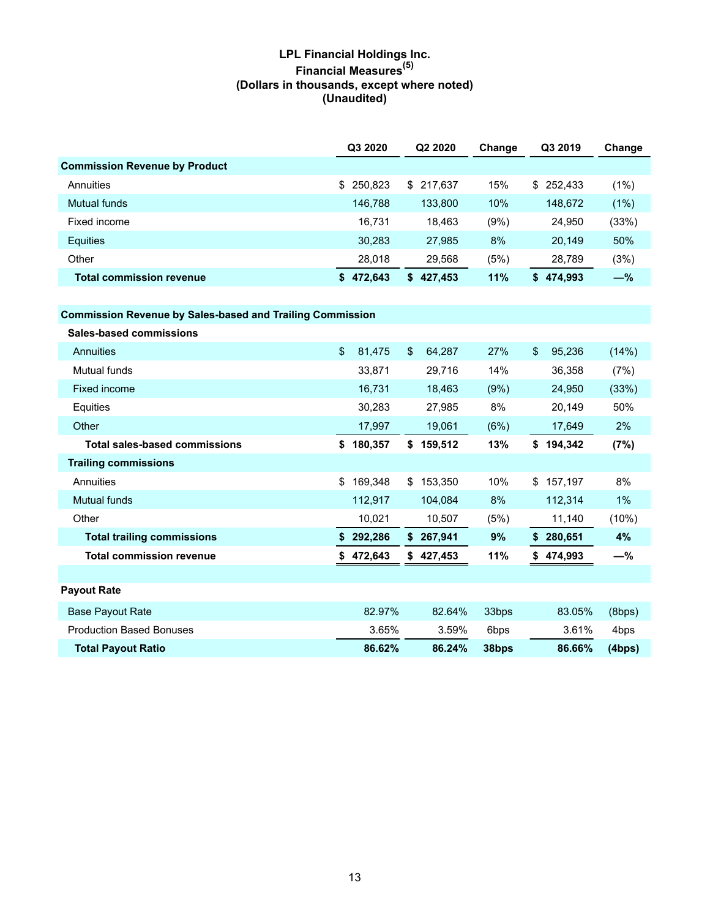# LPL Financial Holdings Inc.
## Financial Measures[5]
### (Dollars in thousands, except where noted)
### (Unaudited)

| | Q3 2020 | Q2 2020 | Change | Q3 2019 | Change |
|---|---|---|---|---|---|
| **Commission Revenue by Product** | | | | | |
| Annuities | $ 250,823 | $ 217,637 | 15% | $ 252,433 | (1%) |
| Mutual funds | 146,788 | 133,800 | 10% | 148,672 | (1%) |
| Fixed income | 16,731 | 18,463 | (9%) | 24,950 | (33%) |
| Equities | 30,283 | 27,985 | 8% | 20,149 | 50% |
| Other | 28,018 | 29,568 | (5%) | 28,789 | (3%) |
| **Total commission revenue** | **$ 472,643** | **$ 427,453** | **11%** | **$ 474,993** | **—%** |
| | | | | | |
| **Commission Revenue by Sales-based and Trailing Commission** | | | | | |
| **Sales-based commissions** | | | | | |
| Annuities | $ 81,475 | $ 64,287 | 27% | $ 95,236 | (14%) |
| Mutual funds | 33,871 | 29,716 | 14% | 36,358 | (7%) |
| Fixed income | 16,731 | 18,463 | (9%) | 24,950 | (33%) |
| Equities | 30,283 | 27,985 | 8% | 20,149 | 50% |
| Other | 17,997 | 19,061 | (6%) | 17,649 | 2% |
| **Total sales-based commissions** | **$ 180,357** | **$ 159,512** | **13%** | **$ 194,342** | **(7%)** |
| **Trailing commissions** | | | | | |
| Annuities | $ 169,348 | $ 153,350 | 10% | $ 157,197 | 8% |
| Mutual funds | 112,917 | 104,084 | 8% | 112,314 | 1% |
| Other | 10,021 | 10,507 | (5%) | 11,140 | (10%) |
| **Total trailing commissions** | **$ 292,286** | **$ 267,941** | **9%** | **$ 280,651** | **4%** |
| **Total commission revenue** | **$ 472,643** | **$ 427,453** | **11%** | **$ 474,993** | **—%** |
| | | | | | |
| **Payout Rate** | | | | | |
| Base Payout Rate | 82.97% | 82.64% | 33bps | 83.05% | (8bps) |
| Production Based Bonuses | 3.65% | 3.59% | 6bps | 3.61% | 4bps |
| **Total Payout Ratio** | **86.62%** | **86.24%** | **38bps** | **86.66%** | **(4bps)** |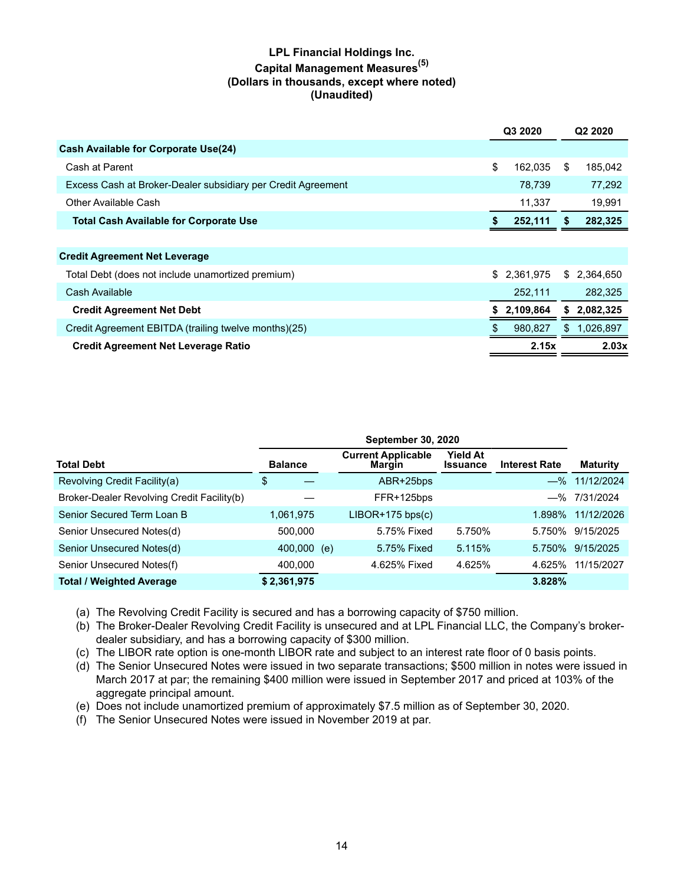# LPL Financial Holdings Inc.
## Capital Management Measures(5)
### (Dollars in thousands, except where noted)
### (Unaudited)

| | Q3 2020 | Q2 2020 |
|---|---|---|
| **Cash Available for Corporate Use(24)** | | |
| Cash at Parent | $ 162,035 | $ 185,042 |
| Excess Cash at Broker-Dealer subsidiary per Credit Agreement | 78,739 | 77,292 |
| Other Available Cash | 11,337 | 19,991 |
| **Total Cash Available for Corporate Use** | **$ 252,111** | **$ 282,325** |
| | | |
| **Credit Agreement Net Leverage** | | |
| Total Debt (does not include unamortized premium) | $ 2,361,975 | $ 2,364,650 |
| Cash Available | 252,111 | 282,325 |
| **Credit Agreement Net Debt** | **$ 2,109,864** | **$ 2,082,325** |
| Credit Agreement EBITDA (trailing twelve months)(25) | $ 980,827 | $ 1,026,897 |
| **Credit Agreement Net Leverage Ratio** | **2.15x** | **2.03x** |

| | September 30, 2020 | | | | |
|---|---|---|---|---|---|
| **Total Debt** | **Balance** | **Current Applicable Margin** | **Yield At Issuance** | **Interest Rate** | **Maturity** |
| Revolving Credit Facility(a) | $ — | ABR+25bps | | —% | 11/12/2024 |
| Broker-Dealer Revolving Credit Facility(b) | — | FFR+125bps | | —% | 7/31/2024 |
| Senior Secured Term Loan B | 1,061,975 | LIBOR+175 bps(c) | | 1.898% | 11/12/2026 |
| Senior Unsecured Notes(d) | 500,000 | 5.75% Fixed | 5.750% | 5.750% | 9/15/2025 |
| Senior Unsecured Notes(d) | 400,000 (e) | 5.75% Fixed | 5.115% | 5.750% | 9/15/2025 |
| Senior Unsecured Notes(f) | 400,000 | 4.625% Fixed | 4.625% | 4.625% | 11/15/2027 |
| **Total / Weighted Average** | **$ 2,361,975** | | | **3.828%** | |

(a) The Revolving Credit Facility is secured and has a borrowing capacity of $750 million.

(b) The Broker-Dealer Revolving Credit Facility is unsecured and at LPL Financial LLC, the Company's broker-dealer subsidiary, and has a borrowing capacity of $300 million.

(c) The LIBOR rate option is one-month LIBOR rate and subject to an interest rate floor of 0 basis points.

(d) The Senior Unsecured Notes were issued in two separate transactions; $500 million in notes were issued in March 2017 at par; the remaining $400 million were issued in September 2017 and priced at 103% of the aggregate principal amount.

(e) Does not include unamortized premium of approximately $7.5 million as of September 30, 2020.

(f) The Senior Unsecured Notes were issued in November 2019 at par.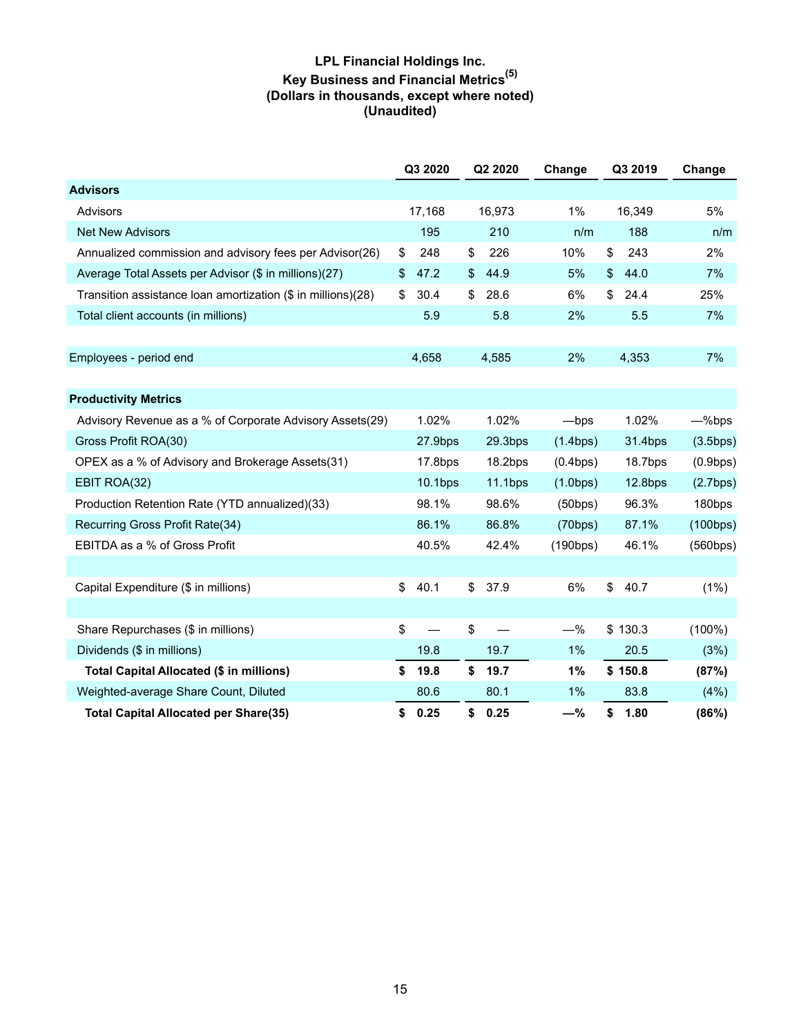# LPL Financial Holdings Inc.
## Key Business and Financial Metrics[5]
### (Dollars in thousands, except where noted)
### (Unaudited)

| | Q3 2020 | Q2 2020 | Change | Q3 2019 | Change |
|---|---|---|---|---|---|
| **Advisors** | | | | | |
| Advisors | 17,168 | 16,973 | 1% | 16,349 | 5% |
| Net New Advisors | 195 | 210 | n/m | 188 | n/m |
| Annualized commission and advisory fees per Advisor(26) | $ 248 | $ 226 | 10% | $ 243 | 2% |
| Average Total Assets per Advisor ($ in millions)(27) | $ 47.2 | $ 44.9 | 5% | $ 44.0 | 7% |
| Transition assistance loan amortization ($ in millions)(28) | $ 30.4 | $ 28.6 | 6% | $ 24.4 | 25% |
| Total client accounts (in millions) | 5.9 | 5.8 | 2% | 5.5 | 7% |
| | | | | | |
| Employees - period end | 4,658 | 4,585 | 2% | 4,353 | 7% |
| | | | | | |
| **Productivity Metrics** | | | | | |
| Advisory Revenue as a % of Corporate Advisory Assets(29) | 1.02% | 1.02% | —bps | 1.02% | —%bps |
| Gross Profit ROA(30) | 27.9bps | 29.3bps | (1.4bps) | 31.4bps | (3.5bps) |
| OPEX as a % of Advisory and Brokerage Assets(31) | 17.8bps | 18.2bps | (0.4bps) | 18.7bps | (0.9bps) |
| EBIT ROA(32) | 10.1bps | 11.1bps | (1.0bps) | 12.8bps | (2.7bps) |
| Production Retention Rate (YTD annualized)(33) | 98.1% | 98.6% | (50bps) | 96.3% | 180bps |
| Recurring Gross Profit Rate(34) | 86.1% | 86.8% | (70bps) | 87.1% | (100bps) |
| EBITDA as a % of Gross Profit | 40.5% | 42.4% | (190bps) | 46.1% | (560bps) |
| | | | | | |
| Capital Expenditure ($ in millions) | $ 40.1 | $ 37.9 | 6% | $ 40.7 | (1%) |
| | | | | | |
| Share Repurchases ($ in millions) | $ — | $ — | —% | $ 130.3 | (100%) |
| Dividends ($ in millions) | 19.8 | 19.7 | 1% | 20.5 | (3%) |
| **Total Capital Allocated ($ in millions)** | **$ 19.8** | **$ 19.7** | **1%** | **$ 150.8** | **(87%)** |
| Weighted-average Share Count, Diluted | 80.6 | 80.1 | 1% | 83.8 | (4%) |
| **Total Capital Allocated per Share(35)** | **$ 0.25** | **$ 0.25** | **—%** | **$ 1.80** | **(86%)** |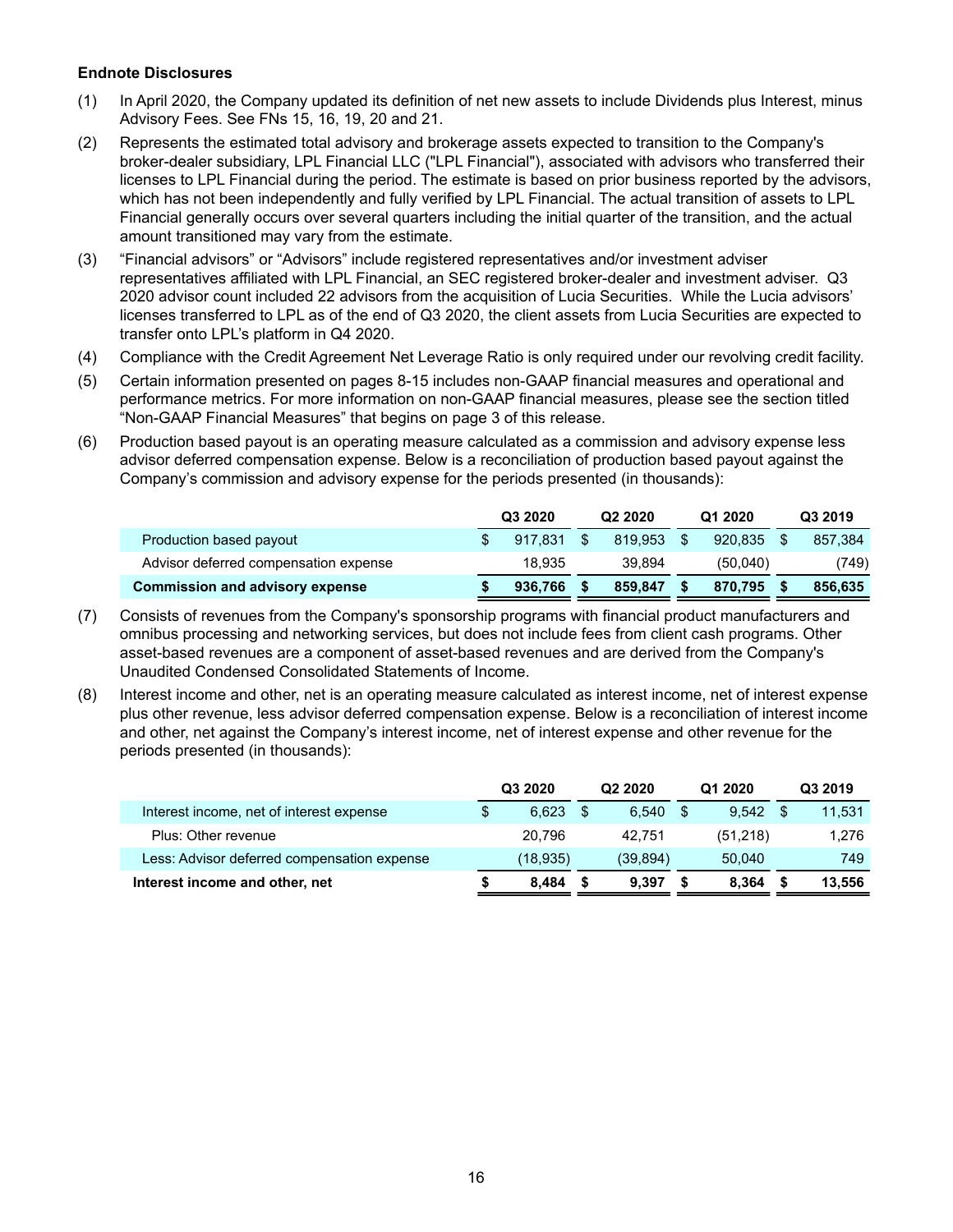**Endnote Disclosures**

(1) In April 2020, the Company updated its definition of net new assets to include Dividends plus Interest, minus Advisory Fees. See FNs 15, 16, 19, 20 and 21.

(2) Represents the estimated total advisory and brokerage assets expected to transition to the Company's broker-dealer subsidiary, LPL Financial LLC ("LPL Financial"), associated with advisors who transferred their licenses to LPL Financial during the period. The estimate is based on prior business reported by the advisors, which has not been independently and fully verified by LPL Financial. The actual transition of assets to LPL Financial generally occurs over several quarters including the initial quarter of the transition, and the actual amount transitioned may vary from the estimate.

(3) "Financial advisors" or "Advisors" include registered representatives and/or investment adviser representatives affiliated with LPL Financial, an SEC registered broker-dealer and investment adviser. Q3 2020 advisor count included 22 advisors from the acquisition of Lucia Securities. While the Lucia advisors' licenses transferred to LPL as of the end of Q3 2020, the client assets from Lucia Securities are expected to transfer onto LPL's platform in Q4 2020.

(4) Compliance with the Credit Agreement Net Leverage Ratio is only required under our revolving credit facility.

(5) Certain information presented on pages 8-15 includes non-GAAP financial measures and operational and performance metrics. For more information on non-GAAP financial measures, please see the section titled "Non-GAAP Financial Measures" that begins on page 3 of this release.

(6) Production based payout is an operating measure calculated as a commission and advisory expense less advisor deferred compensation expense. Below is a reconciliation of production based payout against the Company's commission and advisory expense for the periods presented (in thousands):

| | Q3 2020 | Q2 2020 | Q1 2020 | Q3 2019 |
|---|---|---|---|---|
| Production based payout | $ 917,831 | $ 819,953 | $ 920,835 | $ 857,384 |
| Advisor deferred compensation expense | 18,935 | 39,894 | (50,040) | (749) |
| **Commission and advisory expense** | **$ 936,766** | **$ 859,847** | **$ 870,795** | **$ 856,635** |

(7) Consists of revenues from the Company's sponsorship programs with financial product manufacturers and omnibus processing and networking services, but does not include fees from client cash programs. Other asset-based revenues are a component of asset-based revenues and are derived from the Company's Unaudited Condensed Consolidated Statements of Income.

(8) Interest income and other, net is an operating measure calculated as interest income, net of interest expense plus other revenue, less advisor deferred compensation expense. Below is a reconciliation of interest income and other, net against the Company's interest income, net of interest expense and other revenue for the periods presented (in thousands):

| | Q3 2020 | Q2 2020 | Q1 2020 | Q3 2019 |
|---|---|---|---|---|
| Interest income, net of interest expense | $ 6,623 | $ 6,540 | $ 9,542 | $ 11,531 |
| Plus: Other revenue | 20,796 | 42,751 | (51,218) | 1,276 |
| Less: Advisor deferred compensation expense | (18,935) | (39,894) | 50,040 | 749 |
| **Interest income and other, net** | **$ 8,484** | **$ 9,397** | **$ 8,364** | **$ 13,556** |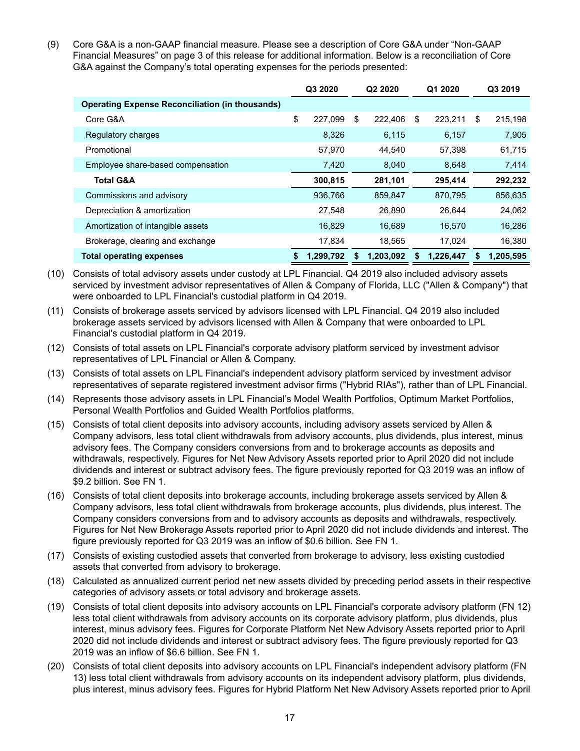(9) Core G&A is a non-GAAP financial measure. Please see a description of Core G&A under "Non-GAAP Financial Measures" on page 3 of this release for additional information. Below is a reconciliation of Core G&A against the Company's total operating expenses for the periods presented:

| | Q3 2020 | Q2 2020 | Q1 2020 | Q3 2019 |
|---|---|---|---|---|
| **Operating Expense Reconciliation (in thousands)** | | | | |
| Core G&A | $ 227,099 | $ 222,406 | $ 223,211 | $ 215,198 |
| Regulatory charges | 8,326 | 6,115 | 6,157 | 7,905 |
| Promotional | 57,970 | 44,540 | 57,398 | 61,715 |
| Employee share-based compensation | 7,420 | 8,040 | 8,648 | 7,414 |
| **Total G&A** | **300,815** | **281,101** | **295,414** | **292,232** |
| Commissions and advisory | 936,766 | 859,847 | 870,795 | 856,635 |
| Depreciation & amortization | 27,548 | 26,890 | 26,644 | 24,062 |
| Amortization of intangible assets | 16,829 | 16,689 | 16,570 | 16,286 |
| Brokerage, clearing and exchange | 17,834 | 18,565 | 17,024 | 16,380 |
| **Total operating expenses** | **$ 1,299,792** | **$ 1,203,092** | **$ 1,226,447** | **$ 1,205,595** |

(10) Consists of total advisory assets under custody at LPL Financial. Q4 2019 also included advisory assets serviced by investment advisor representatives of Allen & Company of Florida, LLC ("Allen & Company") that were onboarded to LPL Financial's custodial platform in Q4 2019.

(11) Consists of brokerage assets serviced by advisors licensed with LPL Financial. Q4 2019 also included brokerage assets serviced by advisors licensed with Allen & Company that were onboarded to LPL Financial's custodial platform in Q4 2019.

(12) Consists of total assets on LPL Financial's corporate advisory platform serviced by investment advisor representatives of LPL Financial or Allen & Company.

(13) Consists of total assets on LPL Financial's independent advisory platform serviced by investment advisor representatives of separate registered investment advisor firms ("Hybrid RIAs"), rather than of LPL Financial.

(14) Represents those advisory assets in LPL Financial's Model Wealth Portfolios, Optimum Market Portfolios, Personal Wealth Portfolios and Guided Wealth Portfolios platforms.

(15) Consists of total client deposits into advisory accounts, including advisory assets serviced by Allen & Company advisors, less total client withdrawals from advisory accounts, plus dividends, plus interest, minus advisory fees. The Company considers conversions from and to brokerage accounts as deposits and withdrawals, respectively. Figures for Net New Advisory Assets reported prior to April 2020 did not include dividends and interest or subtract advisory fees. The figure previously reported for Q3 2019 was an inflow of $9.2 billion. See FN 1.

(16) Consists of total client deposits into brokerage accounts, including brokerage assets serviced by Allen & Company advisors, less total client withdrawals from brokerage accounts, plus dividends, plus interest. The Company considers conversions from and to advisory accounts as deposits and withdrawals, respectively. Figures for Net New Brokerage Assets reported prior to April 2020 did not include dividends and interest. The figure previously reported for Q3 2019 was an inflow of $0.6 billion. See FN 1.

(17) Consists of existing custodied assets that converted from brokerage to advisory, less existing custodied assets that converted from advisory to brokerage.

(18) Calculated as annualized current period net new assets divided by preceding period assets in their respective categories of advisory assets or total advisory and brokerage assets.

(19) Consists of total client deposits into advisory accounts on LPL Financial's corporate advisory platform (FN 12) less total client withdrawals from advisory accounts on its corporate advisory platform, plus dividends, plus interest, minus advisory fees. Figures for Corporate Platform Net New Advisory Assets reported prior to April 2020 did not include dividends and interest or subtract advisory fees. The figure previously reported for Q3 2019 was an inflow of $6.6 billion. See FN 1.

(20) Consists of total client deposits into advisory accounts on LPL Financial's independent advisory platform (FN 13) less total client withdrawals from advisory accounts on its independent advisory platform, plus dividends, plus interest, minus advisory fees. Figures for Hybrid Platform Net New Advisory Assets reported prior to April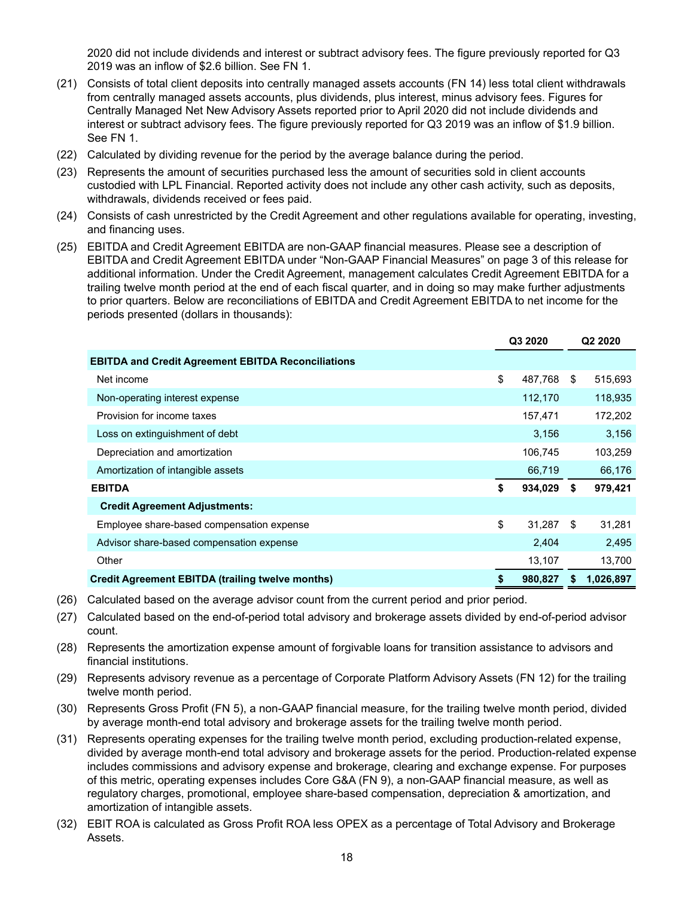2020 did not include dividends and interest or subtract advisory fees. The figure previously reported for Q3 2019 was an inflow of $2.6 billion. See FN 1.

(21) Consists of total client deposits into centrally managed assets accounts (FN 14) less total client withdrawals from centrally managed assets accounts, plus dividends, plus interest, minus advisory fees. Figures for Centrally Managed Net New Advisory Assets reported prior to April 2020 did not include dividends and interest or subtract advisory fees. The figure previously reported for Q3 2019 was an inflow of $1.9 billion. See FN 1.

(22) Calculated by dividing revenue for the period by the average balance during the period.

(23) Represents the amount of securities purchased less the amount of securities sold in client accounts custodied with LPL Financial. Reported activity does not include any other cash activity, such as deposits, withdrawals, dividends received or fees paid.

(24) Consists of cash unrestricted by the Credit Agreement and other regulations available for operating, investing, and financing uses.

(25) EBITDA and Credit Agreement EBITDA are non-GAAP financial measures. Please see a description of EBITDA and Credit Agreement EBITDA under "Non-GAAP Financial Measures" on page 3 of this release for additional information. Under the Credit Agreement, management calculates Credit Agreement EBITDA for a trailing twelve month period at the end of each fiscal quarter, and in doing so may make further adjustments to prior quarters. Below are reconciliations of EBITDA and Credit Agreement EBITDA to net income for the periods presented (dollars in thousands):

| | Q3 2020 | Q2 2020 |
|---|---|---|
| **EBITDA and Credit Agreement EBITDA Reconciliations** | | |
| Net income | $ 487,768 | $ 515,693 |
| Non-operating interest expense | 112,170 | 118,935 |
| Provision for income taxes | 157,471 | 172,202 |
| Loss on extinguishment of debt | 3,156 | 3,156 |
| Depreciation and amortization | 106,745 | 103,259 |
| Amortization of intangible assets | 66,719 | 66,176 |
| **EBITDA** | **$ 934,029** | **$ 979,421** |
| **Credit Agreement Adjustments:** | | |
| Employee share-based compensation expense | $ 31,287 | $ 31,281 |
| Advisor share-based compensation expense | 2,404 | 2,495 |
| Other | 13,107 | 13,700 |
| **Credit Agreement EBITDA (trailing twelve months)** | **$ 980,827** | **$ 1,026,897** |

(26) Calculated based on the average advisor count from the current period and prior period.

(27) Calculated based on the end-of-period total advisory and brokerage assets divided by end-of-period advisor count.

(28) Represents the amortization expense amount of forgivable loans for transition assistance to advisors and financial institutions.

(29) Represents advisory revenue as a percentage of Corporate Platform Advisory Assets (FN 12) for the trailing twelve month period.

(30) Represents Gross Profit (FN 5), a non-GAAP financial measure, for the trailing twelve month period, divided by average month-end total advisory and brokerage assets for the trailing twelve month period.

(31) Represents operating expenses for the trailing twelve month period, excluding production-related expense, divided by average month-end total advisory and brokerage assets for the period. Production-related expense includes commissions and advisory expense and brokerage, clearing and exchange expense. For purposes of this metric, operating expenses includes Core G&A (FN 9), a non-GAAP financial measure, as well as regulatory charges, promotional, employee share-based compensation, depreciation & amortization, and amortization of intangible assets.

(32) EBIT ROA is calculated as Gross Profit ROA less OPEX as a percentage of Total Advisory and Brokerage Assets.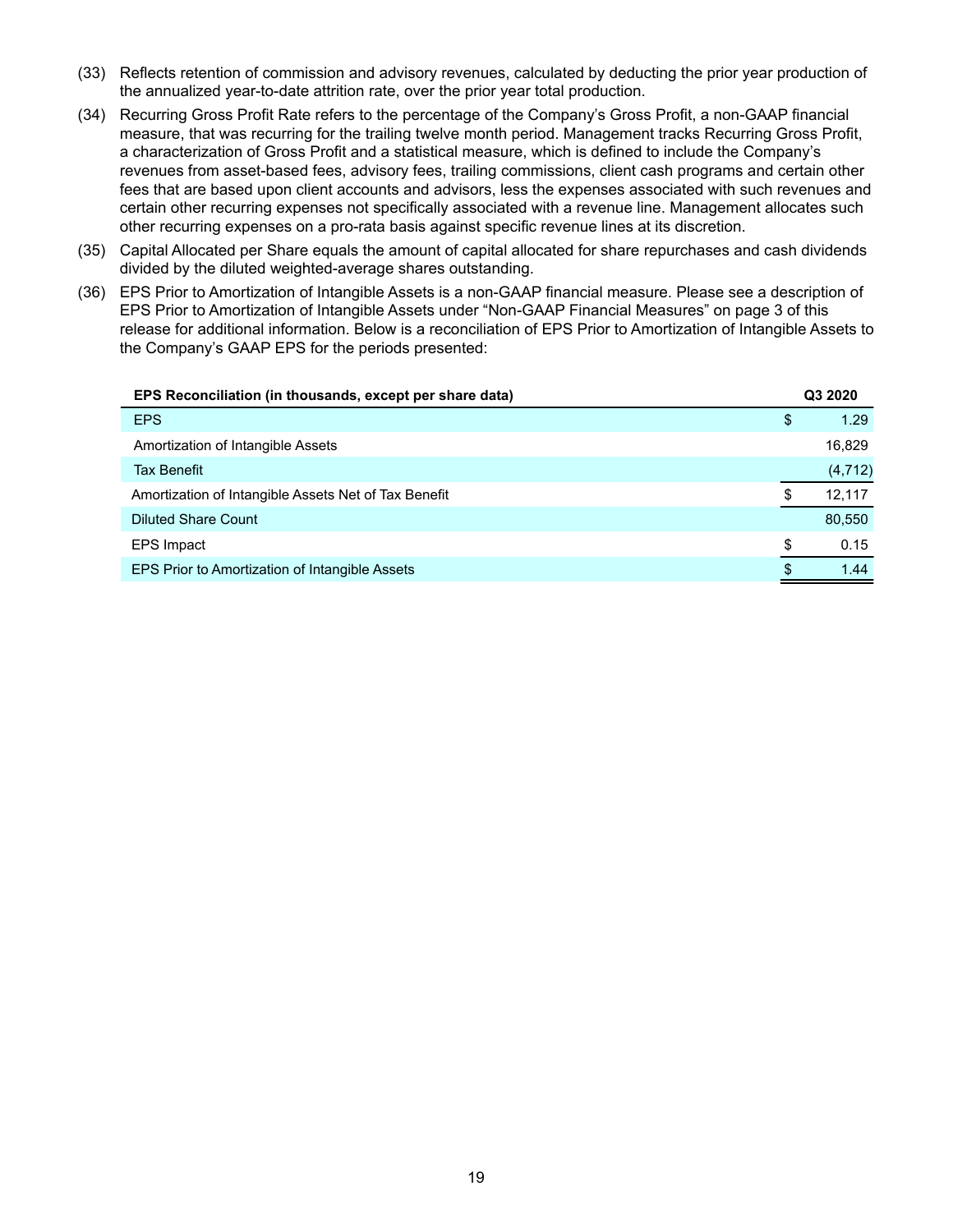(33) Reflects retention of commission and advisory revenues, calculated by deducting the prior year production of the annualized year-to-date attrition rate, over the prior year total production.

(34) Recurring Gross Profit Rate refers to the percentage of the Company's Gross Profit, a non-GAAP financial measure, that was recurring for the trailing twelve month period. Management tracks Recurring Gross Profit, a characterization of Gross Profit and a statistical measure, which is defined to include the Company's revenues from asset-based fees, advisory fees, trailing commissions, client cash programs and certain other fees that are based upon client accounts and advisors, less the expenses associated with such revenues and certain other recurring expenses not specifically associated with a revenue line. Management allocates such other recurring expenses on a pro-rata basis against specific revenue lines at its discretion.

(35) Capital Allocated per Share equals the amount of capital allocated for share repurchases and cash dividends divided by the diluted weighted-average shares outstanding.

(36) EPS Prior to Amortization of Intangible Assets is a non-GAAP financial measure. Please see a description of EPS Prior to Amortization of Intangible Assets under "Non-GAAP Financial Measures" on page 3 of this release for additional information. Below is a reconciliation of EPS Prior to Amortization of Intangible Assets to the Company's GAAP EPS for the periods presented:

| **EPS Reconciliation (in thousands, except per share data)** | **Q3 2020** |
|---|---|
| EPS | $ 1.29 |
| Amortization of Intangible Assets | 16,829 |
| Tax Benefit | (4,712) |
| Amortization of Intangible Assets Net of Tax Benefit | $ 12,117 |
| Diluted Share Count | 80,550 |
| EPS Impact | $ 0.15 |
| EPS Prior to Amortization of Intangible Assets | $ 1.44 |